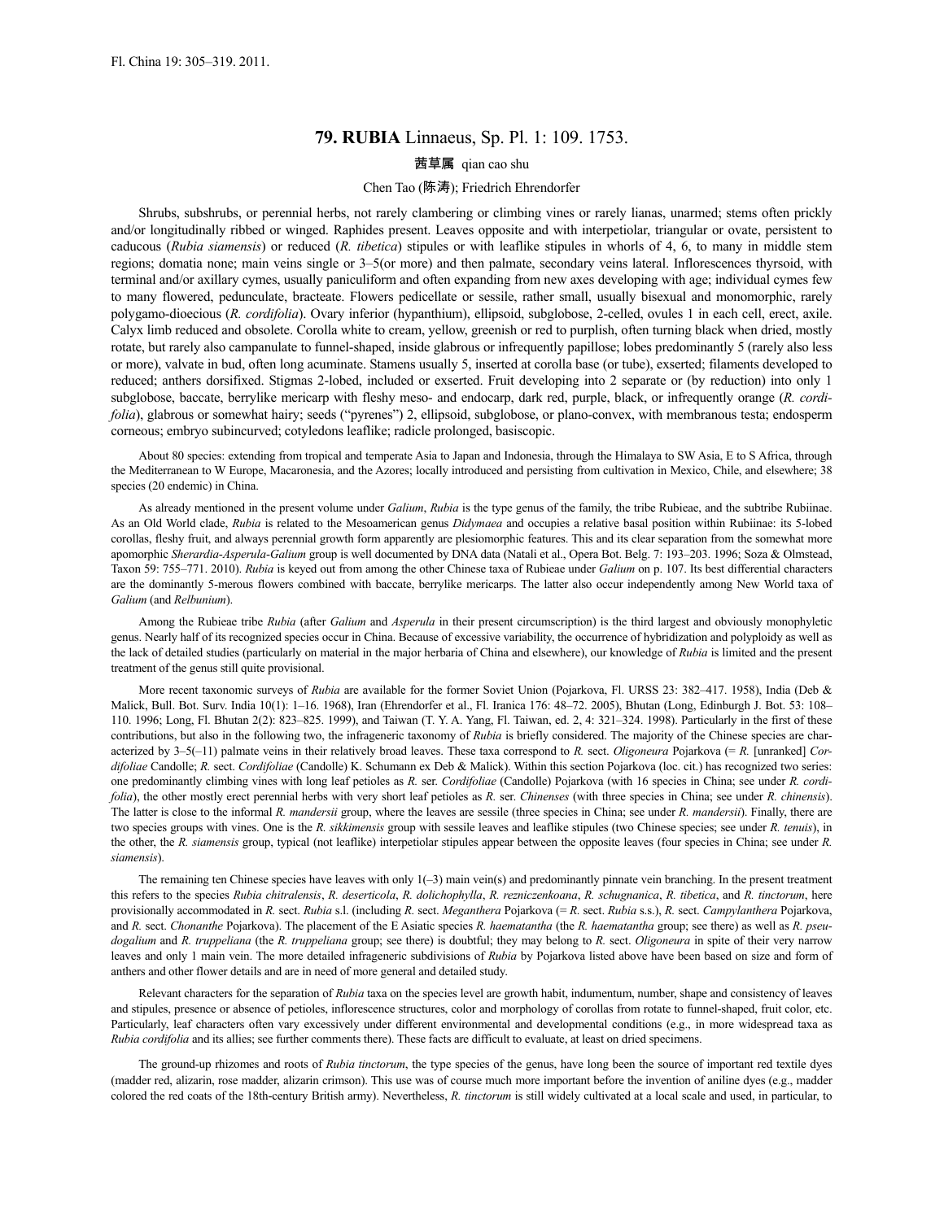# 79. RUBIA Linnaeus, Sp. Pl. 1: 109. 1753.

茜草属 qian cao shu

Chen Tao (陈涛); Friedrich Ehrendorfer

Shrubs, subshrubs, or perennial herbs, not rarely clambering or climbing vines or rarely lianas, unarmed; stems often prickly and/or longitudinally ribbed or winged. Raphides present. Leaves opposite and with interpetiolar, triangular or ovate, persistent to caducous (*Rubia siamensis*) or reduced (*R. tibetica*) stipules or with leaflike stipules in whorls of 4, 6, to many in middle stem regions; domatia none; main veins single or 3–5(or more) and then palmate, secondary veins lateral. Inflorescences thyrsoid, with terminal and/or axillary cymes, usually paniculiform and often expanding from new axes developing with age; individual cymes few to many flowered, pedunculate, bracteate. Flowers pedicellate or sessile, rather small, usually bisexual and monomorphic, rarely polygamo-dioecious (*R. cordifolia*). Ovary inferior (hypanthium), ellipsoid, subglobose, 2-celled, ovules 1 in each cell, erect, axile. Calyx limb reduced and obsolete. Corolla white to cream, yellow, greenish or red to purplish, often turning black when dried, mostly rotate, but rarely also campanulate to funnel-shaped, inside glabrous or infrequently papillose; lobes predominantly 5 (rarely also less or more), valvate in bud, often long acuminate. Stamens usually 5, inserted at corolla base (or tube), exserted; filaments developed to reduced; anthers dorsifixed. Stigmas 2-lobed, included or exserted. Fruit developing into 2 separate or (by reduction) into only 1 subglobose, baccate, berrylike mericarp with fleshy meso- and endocarp, dark red, purple, black, or infrequently orange (*R. cordifolia*), glabrous or somewhat hairy; seeds ("pyrenes") 2, ellipsoid, subglobose, or plano-convex, with membranous testa; endosperm corneous; embryo subincurved; cotyledons leaflike; radicle prolonged, basiscopic.

About 80 species: extending from tropical and temperate Asia to Japan and Indonesia, through the Himalaya to SW Asia, E to S Africa, through the Mediterranean to W Europe, Macaronesia, and the Azores; locally introduced and persisting from cultivation in Mexico, Chile, and elsewhere; 38 species (20 endemic) in China.

As already mentioned in the present volume under *Galium*, *Rubia* is the type genus of the family, the tribe Rubieae, and the subtribe Rubiinae. As an Old World clade, *Rubia* is related to the Mesoamerican genus *Didymaea* and occupies a relative basal position within Rubiinae: its 5-lobed corollas, fleshy fruit, and always perennial growth form apparently are plesiomorphic features. This and its clear separation from the somewhat more apomorphic *Sherardia*-*Asperula*-*Galium* group is well documented by DNA data (Natali et al., Opera Bot. Belg. 7: 193–203. 1996; Soza & Olmstead, Taxon 59: 755–771. 2010). *Rubia* is keyed out from among the other Chinese taxa of Rubieae under *Galium* on p. 107. Its best differential characters are the dominantly 5-merous flowers combined with baccate, berrylike mericarps. The latter also occur independently among New World taxa of *Galium* (and *Relbunium*).

Among the Rubieae tribe *Rubia* (after *Galium* and *Asperula* in their present circumscription) is the third largest and obviously monophyletic genus. Nearly half of its recognized species occur in China. Because of excessive variability, the occurrence of hybridization and polyploidy as well as the lack of detailed studies (particularly on material in the major herbaria of China and elsewhere), our knowledge of *Rubia* is limited and the present treatment of the genus still quite provisional.

More recent taxonomic surveys of *Rubia* are available for the former Soviet Union (Pojarkova, Fl. URSS 23: 382–417. 1958), India (Deb & Malick, Bull. Bot. Surv. India 10(1): 1–16. 1968), Iran (Ehrendorfer et al., Fl. Iranica 176: 48–72. 2005), Bhutan (Long, Edinburgh J. Bot. 53: 108–110. 1996; Long, Fl. Bhutan 2(2): 823–825. 1999), and Taiwan (T. Y. A. Yang, Fl. Taiwan, ed. 2, 4: 321–324. 1998). Particularly in the first of these contributions, but also in the following two, the infrageneric taxonomy of *Rubia* is briefly considered. The majority of the Chinese species are characterized by 3–5(–11) palmate veins in their relatively broad leaves. These taxa correspond to *R.* sect. *Oligoneura* Pojarkova (= *R.* [unranked] *Cordifoliae* Candolle; *R.* sect. *Cordifoliae* (Candolle) K. Schumann ex Deb & Malick). Within this section Pojarkova (loc. cit.) has recognized two series: one predominantly climbing vines with long leaf petioles as *R.* ser. *Cordifoliae* (Candolle) Pojarkova (with 16 species in China; see under *R. cordifolia*), the other mostly erect perennial herbs with very short leaf petioles as *R.* ser. *Chinenses* (with three species in China; see under *R. chinensis*). The latter is close to the informal *R. mandersii* group, where the leaves are sessile (three species in China; see under *R. mandersii*). Finally, there are two species groups with vines. One is the *R. sikkimensis* group with sessile leaves and leaflike stipules (two Chinese species; see under *R. tenuis*), in the other, the *R. siamensis* group, typical (not leaflike) interpetiolar stipules appear between the opposite leaves (four species in China; see under *R. siamensis*).

The remaining ten Chinese species have leaves with only 1(–3) main vein(s) and predominantly pinnate vein branching. In the present treatment this refers to the species *Rubia chitralensis*, *R. deserticola*, *R. dolichophylla*, *R. rezniczenkoana*, *R. schugnanica*, *R. tibetica*, and *R. tinctorum*, here provisionally accommodated in *R.* sect. *Rubia* s.l. (including *R.* sect. *Meganthera* Pojarkova (= *R.* sect. *Rubia* s.s.), *R.* sect. *Campylanthera* Pojarkova, and *R.* sect. *Chonanthe* Pojarkova). The placement of the E Asiatic species *R. haematantha* (the *R. haematantha* group; see there) as well as *R. pseudogalium* and *R. truppeliana* (the *R. truppeliana* group; see there) is doubtful; they may belong to *R.* sect. *Oligoneura* in spite of their very narrow leaves and only 1 main vein. The more detailed infrageneric subdivisions of *Rubia* by Pojarkova listed above have been based on size and form of anthers and other flower details and are in need of more general and detailed study.

Relevant characters for the separation of *Rubia* taxa on the species level are growth habit, indumentum, number, shape and consistency of leaves and stipules, presence or absence of petioles, inflorescence structures, color and morphology of corollas from rotate to funnel-shaped, fruit color, etc. Particularly, leaf characters often vary excessively under different environmental and developmental conditions (e.g., in more widespread taxa as *Rubia cordifolia* and its allies; see further comments there). These facts are difficult to evaluate, at least on dried specimens.

The ground-up rhizomes and roots of *Rubia tinctorum*, the type species of the genus, have long been the source of important red textile dyes (madder red, alizarin, rose madder, alizarin crimson). This use was of course much more important before the invention of aniline dyes (e.g., madder colored the red coats of the 18th-century British army). Nevertheless, *R. tinctorum* is still widely cultivated at a local scale and used, in particular, to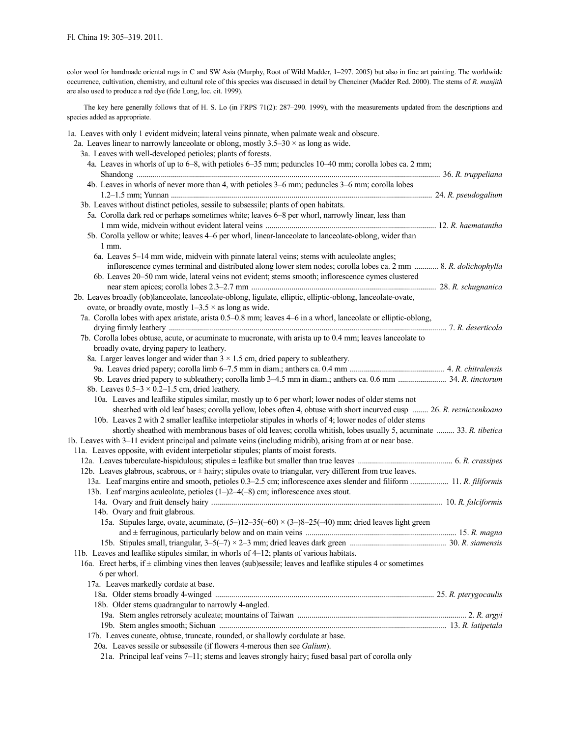color wool for handmade oriental rugs in C and SW Asia (Murphy, Root of Wild Madder, 1–297. 2005) but also in fine art painting. The worldwide occurrence, cultivation, chemistry, and cultural role of this species was discussed in detail by Chenciner (Madder Red. 2000). The stems of *R. manjith* are also used to produce a red dye (fide Long, loc. cit. 1999).

The key here generally follows that of H. S. Lo (in FRPS 71(2): 287–290. 1999), with the measurements updated from the descriptions and species added as appropriate.

1a. Leaves with only 1 evident midvein; lateral veins pinnate, when palmate weak and obscure.
  2a. Leaves linear to narrowly lanceolate or oblong, mostly 3.5–30 × as long as wide.
    3a. Leaves with well-developed petioles; plants of forests.
      4a. Leaves in whorls of up to 6–8, with petioles 6–35 mm; peduncles 10–40 mm; corolla lobes ca. 2 mm; Shandong .......... 36. *R. truppeliana*
      4b. Leaves in whorls of never more than 4, with petioles 3–6 mm; peduncles 3–6 mm; corolla lobes 1.2–1.5 mm; Yunnan .......... 24. *R. pseudogalium*
    3b. Leaves without distinct petioles, sessile to subsessile; plants of open habitats.
      5a. Corolla dark red or perhaps sometimes white; leaves 6–8 per whorl, narrowly linear, less than 1 mm wide, midvein without evident lateral veins .......... 12. *R. haematantha*
      5b. Corolla yellow or white; leaves 4–6 per whorl, linear-lanceolate to lanceolate-oblong, wider than 1 mm.
        6a. Leaves 5–14 mm wide, midvein with pinnate lateral veins; stems with aculeolate angles; inflorescence cymes terminal and distributed along lower stem nodes; corolla lobes ca. 2 mm .......... 8. *R. dolichophylla*
        6b. Leaves 20–50 mm wide, lateral veins not evident; stems smooth; inflorescence cymes clustered near stem apices; corolla lobes 2.3–2.7 mm .......... 28. *R. schugnanica*
  2b. Leaves broadly (ob)lanceolate, lanceolate-oblong, ligulate, elliptic, elliptic-oblong, lanceolate-ovate, ovate, or broadly ovate, mostly 1–3.5 × as long as wide.
    7a. Corolla lobes with apex aristate, arista 0.5–0.8 mm; leaves 4–6 in a whorl, lanceolate or elliptic-oblong, drying firmly leathery .......... 7. *R. deserticola*
    7b. Corolla lobes obtuse, acute, or acuminate to mucronate, with arista up to 0.4 mm; leaves lanceolate to broadly ovate, drying papery to leathery.
      8a. Larger leaves longer and wider than 3 × 1.5 cm, dried papery to subleathery.
        9a. Leaves dried papery; corolla limb 6–7.5 mm in diam.; anthers ca. 0.4 mm .......... 4. *R. chitralensis*
        9b. Leaves dried papery to subleathery; corolla limb 3–4.5 mm in diam.; anthers ca. 0.6 mm .......... 34. *R. tinctorum*
      8b. Leaves 0.5–3 × 0.2–1.5 cm, dried leathery.
        10a. Leaves and leaflike stipules similar, mostly up to 6 per whorl; lower nodes of older stems not sheathed with old leaf bases; corolla yellow, lobes often 4, obtuse with short incurved cusp .......... 26. *R. rezniczenkoana*
        10b. Leaves 2 with 2 smaller leaflike interpetiolar stipules in whorls of 4; lower nodes of older stems shortly sheathed with membranous bases of old leaves; corolla whitish, lobes usually 5, acuminate .......... 33. *R. tibetica*
1b. Leaves with 3–11 evident principal and palmate veins (including midrib), arising from at or near base.
  11a. Leaves opposite, with evident interpetiolar stipules; plants of moist forests.
    12a. Leaves tuberculate-hispidulous; stipules ± leaflike but smaller than true leaves .......... 6. *R. crassipes*
    12b. Leaves glabrous, scabrous, or ± hairy; stipules ovate to triangular, very different from true leaves.
      13a. Leaf margins entire and smooth, petioles 0.3–2.5 cm; inflorescence axes slender and filiform .......... 11. *R. filiformis*
      13b. Leaf margins aculeolate, petioles (1–)2–4(–8) cm; inflorescence axes stout.
        14a. Ovary and fruit densely hairy .......... 10. *R. falciformis*
        14b. Ovary and fruit glabrous.
          15a. Stipules large, ovate, acuminate, (5–)12–35(–60) × (3–)8–25(–40) mm; dried leaves light green and ± ferruginous, particularly below and on main veins .......... 15. *R. magna*
          15b. Stipules small, triangular, 3–5(–7) × 2–3 mm; dried leaves dark green .......... 30. *R. siamensis*
  11b. Leaves and leaflike stipules similar, in whorls of 4–12; plants of various habitats.
    16a. Erect herbs, if ± climbing vines then leaves (sub)sessile; leaves and leaflike stipules 4 or sometimes 6 per whorl.
      17a. Leaves markedly cordate at base.
        18a. Older stems broadly 4-winged .......... 25. *R. pterygocaulis*
        18b. Older stems quadrangular to narrowly 4-angled.
          19a. Stem angles retrorsely aculeate; mountains of Taiwan .......... 2. *R. argyi*
          19b. Stem angles smooth; Sichuan .......... 13. *R. latipetala*
      17b. Leaves cuneate, obtuse, truncate, rounded, or shallowly cordulate at base.
        20a. Leaves sessile or subsessile (if flowers 4-merous then see *Galium*).
          21a. Principal leaf veins 7–11; stems and leaves strongly hairy; fused basal part of corolla only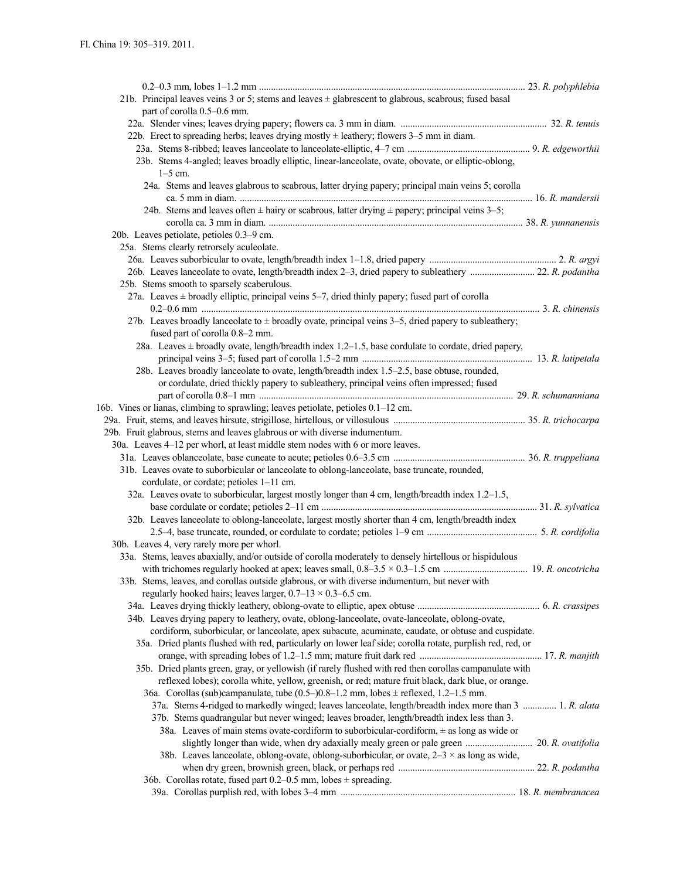0.2–0.3 mm, lobes 1–1.2 mm .................................................................................................................. 23. *R. polyphlebia*

21b. Principal leaves veins 3 or 5; stems and leaves ± glabrescent to glabrous, scabrous; fused basal part of corolla 0.5–0.6 mm.

22a. Slender vines; leaves drying papery; flowers ca. 3 mm in diam. ........................................................... 32. *R. tenuis*

22b. Erect to spreading herbs; leaves drying mostly ± leathery; flowers 3–5 mm in diam.

23a. Stems 8-ribbed; leaves lanceolate to lanceolate-elliptic, 4–7 cm .................................................. 9. *R. edgeworthii*

23b. Stems 4-angled; leaves broadly elliptic, linear-lanceolate, ovate, obovate, or elliptic-oblong, 1–5 cm.

24a. Stems and leaves glabrous to scabrous, latter drying papery; principal main veins 5; corolla ca. 5 mm in diam. ........................................................................................................................ 16. *R. mandersii*

24b. Stems and leaves often ± hairy or scabrous, latter drying ± papery; principal veins 3–5; corolla ca. 3 mm in diam. ........................................................................................................... 38. *R. yunnanensis*

20b. Leaves petiolate, petioles 0.3–9 cm.

25a. Stems clearly retrorsely aculeolate.

26a. Leaves suborbicular to ovate, length/breadth index 1–1.8, dried papery .................................................... 2. *R. argyi*

26b. Leaves lanceolate to ovate, length/breadth index 2–3, dried papery to subleathery ........................... 22. *R. podantha*

25b. Stems smooth to sparsely scaberulous.

27a. Leaves ± broadly elliptic, principal veins 5–7, dried thinly papery; fused part of corolla 0.2–0.6 mm ........................................................................................................................................... 3. *R. chinensis*

27b. Leaves broadly lanceolate to ± broadly ovate, principal veins 3–5, dried papery to subleathery; fused part of corolla 0.8–2 mm.

28a. Leaves ± broadly ovate, length/breadth index 1.2–1.5, base cordulate to cordate, dried papery, principal veins 3–5; fused part of corolla 1.5–2 mm ...................................................................... 13. *R. latipetala*

28b. Leaves broadly lanceolate to ovate, length/breadth index 1.5–2.5, base obtuse, rounded, or cordulate, dried thickly papery to subleathery, principal veins often impressed; fused part of corolla 0.8–1 mm .......................................................................................................... 29. *R. schumanniana*

16b. Vines or lianas, climbing to sprawling; leaves petiolate, petioles 0.1–12 cm.

29a. Fruit, stems, and leaves hirsute, strigillose, hirtellous, or villosulous ...................................................... 35. *R. trichocarpa*

29b. Fruit glabrous, stems and leaves glabrous or with diverse indumentum.

30a. Leaves 4–12 per whorl, at least middle stem nodes with 6 or more leaves.

31a. Leaves oblanceolate, base cuneate to acute; petioles 0.6–3.5 cm ...................................................... 36. *R. truppeliana*

31b. Leaves ovate to suborbicular or lanceolate to oblong-lanceolate, base truncate, rounded, cordulate, or cordate; petioles 1–11 cm.

32a. Leaves ovate to suborbicular, largest mostly longer than 4 cm, length/breadth index 1.2–1.5, base cordulate or cordate; petioles 2–11 cm ........................................................................................... 31. *R. sylvatica*

32b. Leaves lanceolate to oblong-lanceolate, largest mostly shorter than 4 cm, length/breadth index 2.5–4, base truncate, rounded, or cordulate to cordate; petioles 1–9 cm ............................................. 5. *R. cordifolia*

30b. Leaves 4, very rarely more per whorl.

33a. Stems, leaves abaxially, and/or outside of corolla moderately to densely hirtellous or hispidulous with trichomes regularly hooked at apex; leaves small, 0.8–3.5 × 0.3–1.5 cm .................................. 19. *R. oncotricha*

33b. Stems, leaves, and corollas outside glabrous, or with diverse indumentum, but never with regularly hooked hairs; leaves larger, 0.7–13 × 0.3–6.5 cm.

34a. Leaves drying thickly leathery, oblong-ovate to elliptic, apex obtuse .................................................. 6. *R. crassipes*

34b. Leaves drying papery to leathery, ovate, oblong-lanceolate, ovate-lanceolate, oblong-ovate, cordiform, suborbicular, or lanceolate, apex subacute, acuminate, caudate, or obtuse and cuspidate.

35a. Dried plants flushed with red, particularly on lower leaf side; corolla rotate, purplish red, red, or orange, with spreading lobes of 1.2–1.5 mm; mature fruit dark red .................................................. 17. *R. manjith*

35b. Dried plants green, gray, or yellowish (if rarely flushed with red then corollas campanulate with reflexed lobes); corolla white, yellow, greenish, or red; mature fruit black, dark blue, or orange.

36a. Corollas (sub)campanulate, tube (0.5–)0.8–1.2 mm, lobes ± reflexed, 1.2–1.5 mm.

37a. Stems 4-ridged to markedly winged; leaves lanceolate, length/breadth index more than 3 ............. 1. *R. alata*

37b. Stems quadrangular but never winged; leaves broader, length/breadth index less than 3.

38a. Leaves of main stems ovate-cordiform to suborbicular-cordiform, ± as long as wide or slightly longer than wide, when dry adaxially mealy green or pale green ........................... 20. *R. ovatifolia*

38b. Leaves lanceolate, oblong-ovate, oblong-suborbicular, or ovate, 2–3 × as long as wide, when dry green, brownish green, black, or perhaps red ........................................................ 22. *R. podantha*

36b. Corollas rotate, fused part 0.2–0.5 mm, lobes ± spreading.

39a. Corollas purplish red, with lobes 3–4 mm ......................................................................... 18. *R. membranacea*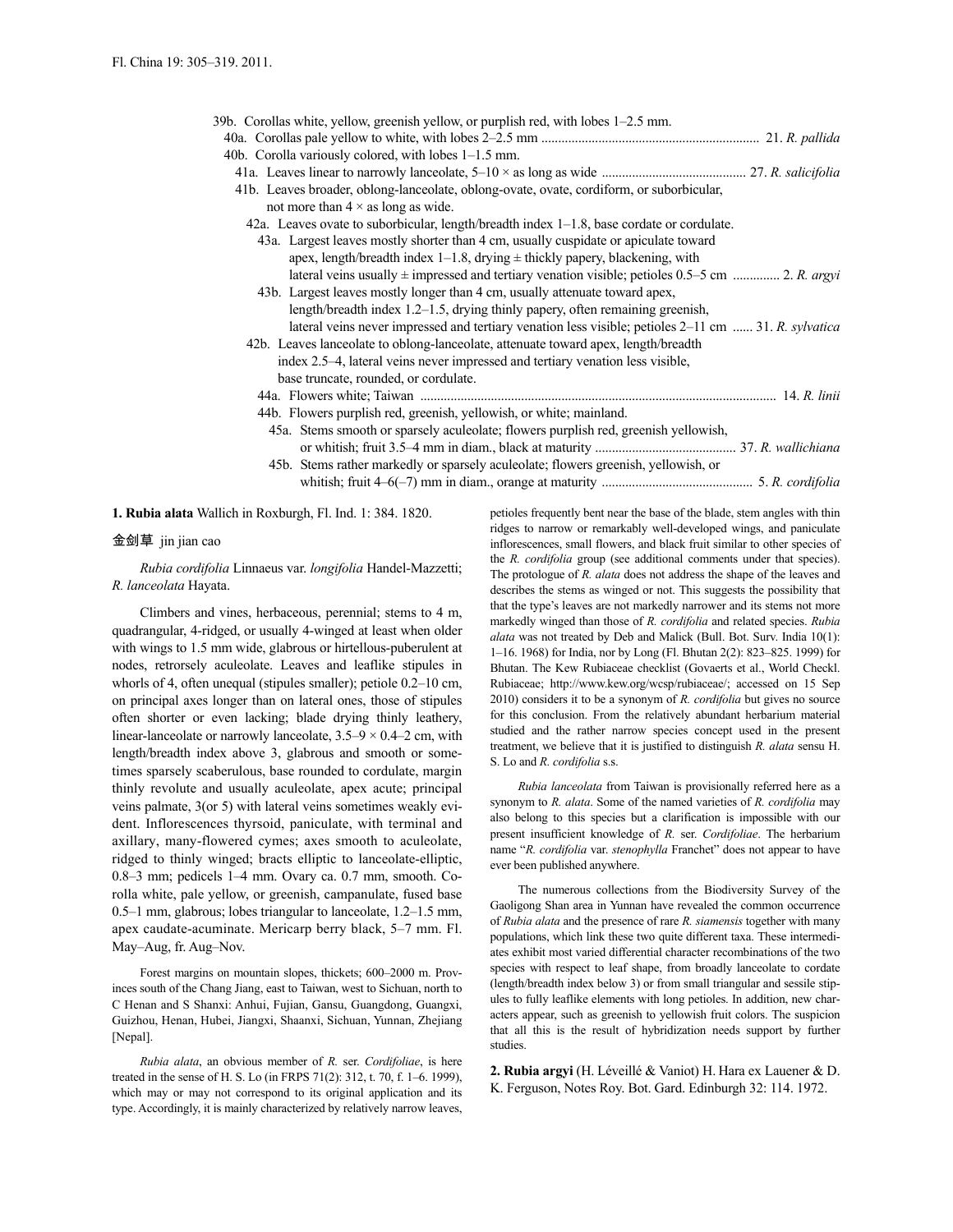39b. Corollas white, yellow, greenish yellow, or purplish red, with lobes 1–2.5 mm.
  40a. Corollas pale yellow to white, with lobes 2–2.5 mm ................................................................ 21. *R. pallida*
  40b. Corolla variously colored, with lobes 1–1.5 mm.
    41a. Leaves linear to narrowly lanceolate, 5–10 × as long as wide .......................................... 27. *R. salicifolia*
    41b. Leaves broader, oblong-lanceolate, oblong-ovate, ovate, cordiform, or suborbicular, not more than 4 × as long as wide.
      42a. Leaves ovate to suborbicular, length/breadth index 1–1.8, base cordate or cordulate.
        43a. Largest leaves mostly shorter than 4 cm, usually cuspidate or apiculate toward apex, length/breadth index 1–1.8, drying ± thickly papery, blackening, with lateral veins usually ± impressed and tertiary venation visible; petioles 0.5–5 cm ............. 2. *R. argyi*
        43b. Largest leaves mostly longer than 4 cm, usually attenuate toward apex, length/breadth index 1.2–1.5, drying thinly papery, often remaining greenish, lateral veins never impressed and tertiary venation less visible; petioles 2–11 cm ...... 31. *R. sylvatica*
      42b. Leaves lanceolate to oblong-lanceolate, attenuate toward apex, length/breadth index 2.5–4, lateral veins never impressed and tertiary venation less visible, base truncate, rounded, or cordulate.
        44a. Flowers white; Taiwan ........................................................................................................ 14. *R. linii*
        44b. Flowers purplish red, greenish, yellowish, or white; mainland.
          45a. Stems smooth or sparsely aculeolate; flowers purplish red, greenish yellowish, or whitish; fruit 3.5–4 mm in diam., black at maturity ......................................... 37. *R. wallichiana*
          45b. Stems rather markedly or sparsely aculeolate; flowers greenish, yellowish, or whitish; fruit 4–6(–7) mm in diam., orange at maturity ............................................ 5. *R. cordifolia*

**1. Rubia alata** Wallich in Roxburgh, Fl. Ind. 1: 384. 1820.

金剑草 jin jian cao

*Rubia cordifolia* Linnaeus var. *longifolia* Handel-Mazzetti; *R. lanceolata* Hayata.

Climbers and vines, herbaceous, perennial; stems to 4 m, quadrangular, 4-ridged, or usually 4-winged at least when older with wings to 1.5 mm wide, glabrous or hirtellous-puberulent at nodes, retrorsely aculeolate. Leaves and leaflike stipules in whorls of 4, often unequal (stipules smaller); petiole 0.2–10 cm, on principal axes longer than on lateral ones, those of stipules often shorter or even lacking; blade drying thinly leathery, linear-lanceolate or narrowly lanceolate, 3.5–9 × 0.4–2 cm, with length/breadth index above 3, glabrous and smooth or sometimes sparsely scaberulous, base rounded to cordulate, margin thinly revolute and usually aculeolate, apex acute; principal veins palmate, 3(or 5) with lateral veins sometimes weakly evident. Inflorescences thyrsoid, paniculate, with terminal and axillary, many-flowered cymes; axes smooth to aculeolate, ridged to thinly winged; bracts elliptic to lanceolate-elliptic, 0.8–3 mm; pedicels 1–4 mm. Ovary ca. 0.7 mm, smooth. Corolla white, pale yellow, or greenish, campanulate, fused base 0.5–1 mm, glabrous; lobes triangular to lanceolate, 1.2–1.5 mm, apex caudate-acuminate. Mericarp berry black, 5–7 mm. Fl. May–Aug, fr. Aug–Nov.

Forest margins on mountain slopes, thickets; 600–2000 m. Provinces south of the Chang Jiang, east to Taiwan, west to Sichuan, north to C Henan and S Shanxi: Anhui, Fujian, Gansu, Guangdong, Guangxi, Guizhou, Henan, Hubei, Jiangxi, Shaanxi, Sichuan, Yunnan, Zhejiang [Nepal].

*Rubia alata*, an obvious member of *R.* ser. *Cordifoliae*, is here treated in the sense of H. S. Lo (in FRPS 71(2): 312, t. 70, f. 1–6. 1999), which may or may not correspond to its original application and its type. Accordingly, it is mainly characterized by relatively narrow leaves, petioles frequently bent near the base of the blade, stem angles with thin ridges to narrow or remarkably well-developed wings, and paniculate inflorescences, small flowers, and black fruit similar to other species of the *R. cordifolia* group (see additional comments under that species). The protologue of *R. alata* does not address the shape of the leaves and describes the stems as winged or not. This suggests the possibility that that the type's leaves are not markedly narrower and its stems not more markedly winged than those of *R. cordifolia* and related species. *Rubia alata* was not treated by Deb and Malick (Bull. Bot. Surv. India 10(1): 1–16. 1968) for India, nor by Long (Fl. Bhutan 2(2): 823–825. 1999) for Bhutan. The Kew Rubiaceae checklist (Govaerts et al., World Checkl. Rubiaceae; http://www.kew.org/wcsp/rubiaceae/; accessed on 15 Sep 2010) considers it to be a synonym of *R. cordifolia* but gives no source for this conclusion. From the relatively abundant herbarium material studied and the rather narrow species concept used in the present treatment, we believe that it is justified to distinguish *R. alata* sensu H. S. Lo and *R. cordifolia* s.s.

*Rubia lanceolata* from Taiwan is provisionally referred here as a synonym to *R. alata*. Some of the named varieties of *R. cordifolia* may also belong to this species but a clarification is impossible with our present insufficient knowledge of *R.* ser. *Cordifoliae*. The herbarium name "*R. cordifolia* var. *stenophylla* Franchet" does not appear to have ever been published anywhere.

The numerous collections from the Biodiversity Survey of the Gaoligong Shan area in Yunnan have revealed the common occurrence of *Rubia alata* and the presence of rare *R. siamensis* together with many populations, which link these two quite different taxa. These intermediates exhibit most varied differential character recombinations of the two species with respect to leaf shape, from broadly lanceolate to cordate (length/breadth index below 3) or from small triangular and sessile stipules to fully leaflike elements with long petioles. In addition, new characters appear, such as greenish to yellowish fruit colors. The suspicion that all this is the result of hybridization needs support by further studies.

**2. Rubia argyi** (H. Léveillé & Vaniot) H. Hara ex Lauener & D. K. Ferguson, Notes Roy. Bot. Gard. Edinburgh 32: 114. 1972.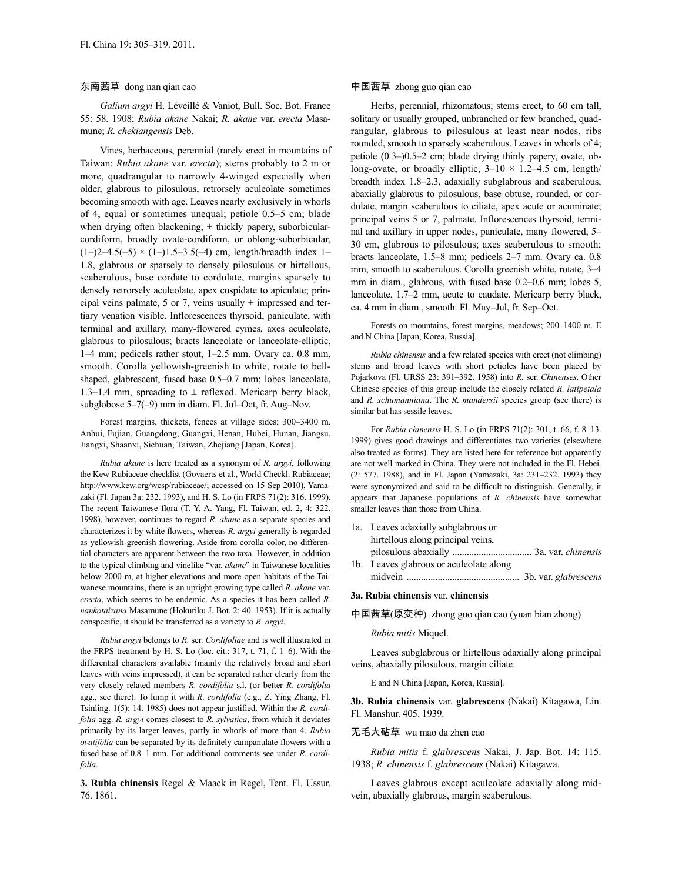东南茜草 dong nan qian cao

*Galium argyi* H. Léveillé & Vaniot, Bull. Soc. Bot. France 55: 58. 1908; *Rubia akane* Nakai; *R. akane* var. *erecta* Masamune; *R. chekiangensis* Deb.

Vines, herbaceous, perennial (rarely erect in mountains of Taiwan: *Rubia akane* var. *erecta*); stems probably to 2 m or more, quadrangular to narrowly 4-winged especially when older, glabrous to pilosulous, retrorsely aculeolate sometimes becoming smooth with age. Leaves nearly exclusively in whorls of 4, equal or sometimes unequal; petiole 0.5–5 cm; blade when drying often blackening, ± thickly papery, suborbicular-cordiform, broadly ovate-cordiform, or oblong-suborbicular, (1–)2–4.5(–5) × (1–)1.5–3.5(–4) cm, length/breadth index 1–1.8, glabrous or sparsely to densely pilosulous or hirtellous, scaberulous, base cordate to cordulate, margins sparsely to densely retrorsely aculeolate, apex cuspidate to apiculate; principal veins palmate, 5 or 7, veins usually ± impressed and tertiary venation visible. Inflorescences thyrsoid, paniculate, with terminal and axillary, many-flowered cymes, axes aculeolate, glabrous to pilosulous; bracts lanceolate or lanceolate-elliptic, 1–4 mm; pedicels rather stout, 1–2.5 mm. Ovary ca. 0.8 mm, smooth. Corolla yellowish-greenish to white, rotate to bell-shaped, glabrescent, fused base 0.5–0.7 mm; lobes lanceolate, 1.3–1.4 mm, spreading to ± reflexed. Mericarp berry black, subglobose 5–7(–9) mm in diam. Fl. Jul–Oct, fr. Aug–Nov.

Forest margins, thickets, fences at village sides; 300–3400 m. Anhui, Fujian, Guangdong, Guangxi, Henan, Hubei, Hunan, Jiangsu, Jiangxi, Shaanxi, Sichuan, Taiwan, Zhejiang [Japan, Korea].

*Rubia akane* is here treated as a synonym of *R. argyi*, following the Kew Rubiaceae checklist (Govaerts et al., World Checkl. Rubiaceae; http://www.kew.org/wcsp/rubiaceae/; accessed on 15 Sep 2010), Yamazaki (Fl. Japan 3a: 232. 1993), and H. S. Lo (in FRPS 71(2): 316. 1999). The recent Taiwanese flora (T. Y. A. Yang, Fl. Taiwan, ed. 2, 4: 322. 1998), however, continues to regard *R. akane* as a separate species and characterizes it by white flowers, whereas *R. argyi* generally is regarded as yellowish-greenish flowering. Aside from corolla color, no differential characters are apparent between the two taxa. However, in addition to the typical climbing and vinelike "var. *akane*" in Taiwanese localities below 2000 m, at higher elevations and more open habitats of the Taiwanese mountains, there is an upright growing type called *R. akane* var. *erecta*, which seems to be endemic. As a species it has been called *R. nankotaizana* Masamune (Hokuriku J. Bot. 2: 40. 1953). If it is actually conspecific, it should be transferred as a variety to *R. argyi*.

*Rubia argyi* belongs to *R.* ser. *Cordifoliae* and is well illustrated in the FRPS treatment by H. S. Lo (loc. cit.: 317, t. 71, f. 1–6). With the differential characters available (mainly the relatively broad and short leaves with veins impressed), it can be separated rather clearly from the very closely related members *R. cordifolia* s.l. (or better *R. cordifolia* agg., see there). To lump it with *R. cordifolia* (e.g., Z. Ying Zhang, Fl. Tsinling. 1(5): 14. 1985) does not appear justified. Within the *R. cordifolia* agg. *R. argyi* comes closest to *R. sylvatica*, from which it deviates primarily by its larger leaves, partly in whorls of more than 4. *Rubia ovatifolia* can be separated by its definitely campanulate flowers with a fused base of 0.8–1 mm. For additional comments see under *R. cordifolia*.

**3. Rubia chinensis** Regel & Maack in Regel, Tent. Fl. Ussur. 76. 1861.

中国茜草 zhong guo qian cao

Herbs, perennial, rhizomatous; stems erect, to 60 cm tall, solitary or usually grouped, unbranched or few branched, quadrangular, glabrous to pilosulous at least near nodes, ribs rounded, smooth to sparsely scaberulous. Leaves in whorls of 4; petiole (0.3–)0.5–2 cm; blade drying thinly papery, ovate, oblong-ovate, or broadly elliptic, 3–10 × 1.2–4.5 cm, length/breadth index 1.8–2.3, adaxially subglabrous and scaberulous, abaxially glabrous to pilosulous, base obtuse, rounded, or cordulate, margin scaberulous to ciliate, apex acute or acuminate; principal veins 5 or 7, palmate. Inflorescences thyrsoid, terminal and axillary in upper nodes, paniculate, many flowered, 5–30 cm, glabrous to pilosulous; axes scaberulous to smooth; bracts lanceolate, 1.5–8 mm; pedicels 2–7 mm. Ovary ca. 0.8 mm, smooth to scaberulous. Corolla greenish white, rotate, 3–4 mm in diam., glabrous, with fused base 0.2–0.6 mm; lobes 5, lanceolate, 1.7–2 mm, acute to caudate. Mericarp berry black, ca. 4 mm in diam., smooth. Fl. May–Jul, fr. Sep–Oct.

Forests on mountains, forest margins, meadows; 200–1400 m. E and N China [Japan, Korea, Russia].

*Rubia chinensis* and a few related species with erect (not climbing) stems and broad leaves with short petioles have been placed by Pojarkova (Fl. URSS 23: 391–392. 1958) into *R.* ser. *Chinenses*. Other Chinese species of this group include the closely related *R. latipetala* and *R. schumanniana*. The *R. mandersii* species group (see there) is similar but has sessile leaves.

For *Rubia chinensis* H. S. Lo (in FRPS 71(2): 301, t. 66, f. 8–13. 1999) gives good drawings and differentiates two varieties (elsewhere also treated as forms). They are listed here for reference but apparently are not well marked in China. They were not included in the Fl. Hebei. (2: 577. 1988), and in Fl. Japan (Yamazaki, 3a: 231–232. 1993) they were synonymized and said to be difficult to distinguish. Generally, it appears that Japanese populations of *R. chinensis* have somewhat smaller leaves than those from China.

1a. Leaves adaxially subglabrous or hirtellous along principal veins, pilosulous abaxially ................................ 3a. var. *chinensis*
1b. Leaves glabrous or aculeolate along midvein .............................................. 3b. var. *glabrescens*

**3a. Rubia chinensis** var. **chinensis**

中国茜草(原变种) zhong guo qian cao (yuan bian zhong)

*Rubia mitis* Miquel.

Leaves subglabrous or hirtellous adaxially along principal veins, abaxially pilosulous, margin ciliate.

E and N China [Japan, Korea, Russia].

**3b. Rubia chinensis** var. **glabrescens** (Nakai) Kitagawa, Lin. Fl. Manshur. 405. 1939.

无毛大砧草 wu mao da zhen cao

*Rubia mitis* f. *glabrescens* Nakai, J. Jap. Bot. 14: 115. 1938; *R. chinensis* f. *glabrescens* (Nakai) Kitagawa.

Leaves glabrous except aculeolate adaxially along midvein, abaxially glabrous, margin scaberulous.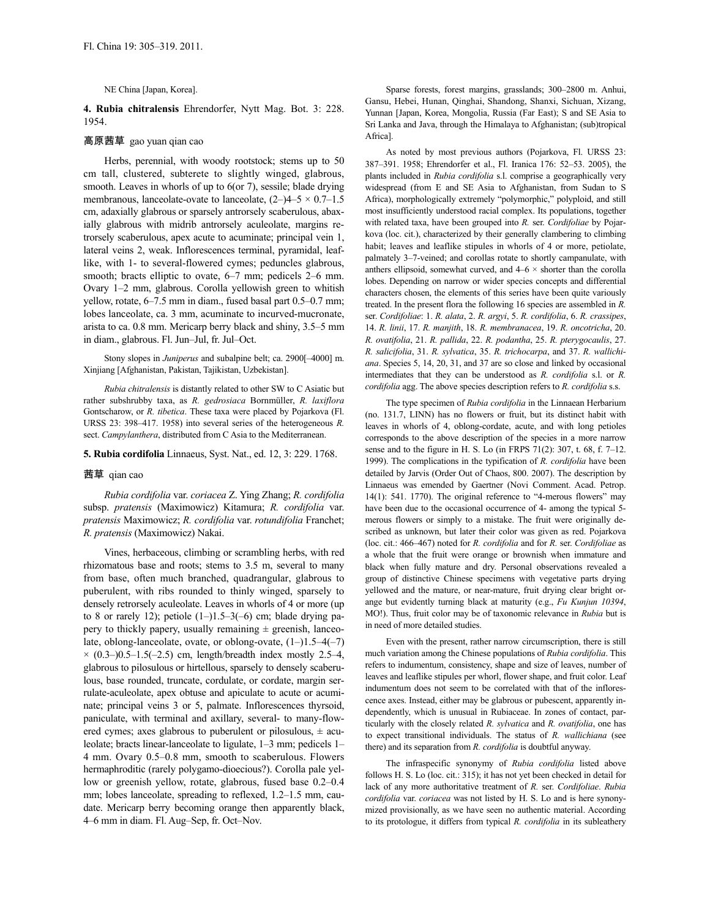NE China [Japan, Korea].

**4. Rubia chitralensis** Ehrendorfer, Nytt Mag. Bot. 3: 228. 1954.

高原茜草 gao yuan qian cao

Herbs, perennial, with woody rootstock; stems up to 50 cm tall, clustered, subterete to slightly winged, glabrous, smooth. Leaves in whorls of up to 6(or 7), sessile; blade drying membranous, lanceolate-ovate to lanceolate, (2–)4–5 × 0.7–1.5 cm, adaxially glabrous or sparsely antrorsely scaberulous, abaxially glabrous with midrib antrorsely aculeolate, margins retrorsely scaberulous, apex acute to acuminate; principal vein 1, lateral veins 2, weak. Inflorescences terminal, pyramidal, leaf-like, with 1- to several-flowered cymes; peduncles glabrous, smooth; bracts elliptic to ovate, 6–7 mm; pedicels 2–6 mm. Ovary 1–2 mm, glabrous. Corolla yellowish green to whitish yellow, rotate, 6–7.5 mm in diam., fused basal part 0.5–0.7 mm; lobes lanceolate, ca. 3 mm, acuminate to incurved-mucronate, arista to ca. 0.8 mm. Mericarp berry black and shiny, 3.5–5 mm in diam., glabrous. Fl. Jun–Jul, fr. Jul–Oct.

Stony slopes in *Juniperus* and subalpine belt; ca. 2900[–4000] m. Xinjiang [Afghanistan, Pakistan, Tajikistan, Uzbekistan].

*Rubia chitralensis* is distantly related to other SW to C Asiatic but rather subshrubby taxa, as *R. gedrosiaca* Bornmüller, *R. laxiflora* Gontscharow, or *R. tibetica*. These taxa were placed by Pojarkova (Fl. URSS 23: 398–417. 1958) into several series of the heterogeneous *R.* sect. *Campylanthera*, distributed from C Asia to the Mediterranean.

**5. Rubia cordifolia** Linnaeus, Syst. Nat., ed. 12, 3: 229. 1768.

茜草 qian cao

*Rubia cordifolia* var. *coriacea* Z. Ying Zhang; *R. cordifolia* subsp. *pratensis* (Maximowicz) Kitamura; *R. cordifolia* var. *pratensis* Maximowicz; *R. cordifolia* var. *rotundifolia* Franchet; *R. pratensis* (Maximowicz) Nakai.

Vines, herbaceous, climbing or scrambling herbs, with red rhizomatous base and roots; stems to 3.5 m, several to many from base, often much branched, quadrangular, glabrous to puberulent, with ribs rounded to thinly winged, sparsely to densely retrorsely aculeolate. Leaves in whorls of 4 or more (up to 8 or rarely 12); petiole (1–)1.5–3(–6) cm; blade drying papery to thickly papery, usually remaining ± greenish, lanceolate, oblong-lanceolate, ovate, or oblong-ovate, (1–)1.5–4(–7) × (0.3–)0.5–1.5(–2.5) cm, length/breadth index mostly 2.5–4, glabrous to pilosulous or hirtellous, sparsely to densely scaberulous, base rounded, truncate, cordulate, or cordate, margin serrulate-aculeolate, apex obtuse and apiculate to acute or acuminate; principal veins 3 or 5, palmate. Inflorescences thyrsoid, paniculate, with terminal and axillary, several- to many-flowered cymes; axes glabrous to puberulent or pilosulous, ± aculeolate; bracts linear-lanceolate to ligulate, 1–3 mm; pedicels 1–4 mm. Ovary 0.5–0.8 mm, smooth to scaberulous. Flowers hermaphroditic (rarely polygamo-dioecious?). Corolla pale yellow or greenish yellow, rotate, glabrous, fused base 0.2–0.4 mm; lobes lanceolate, spreading to reflexed, 1.2–1.5 mm, caudate. Mericarp berry becoming orange then apparently black, 4–6 mm in diam. Fl. Aug–Sep, fr. Oct–Nov.

Sparse forests, forest margins, grasslands; 300–2800 m. Anhui, Gansu, Hebei, Hunan, Qinghai, Shandong, Shanxi, Sichuan, Xizang, Yunnan [Japan, Korea, Mongolia, Russia (Far East); S and SE Asia to Sri Lanka and Java, through the Himalaya to Afghanistan; (sub)tropical Africa].

As noted by most previous authors (Pojarkova, Fl. URSS 23: 387–391. 1958; Ehrendorfer et al., Fl. Iranica 176: 52–53. 2005), the plants included in *Rubia cordifolia* s.l. comprise a geographically very widespread (from E and SE Asia to Afghanistan, from Sudan to S Africa), morphologically extremely "polymorphic," polyploid, and still most insufficiently understood racial complex. Its populations, together with related taxa, have been grouped into *R.* ser. *Cordifoliae* by Pojarkova (loc. cit.), characterized by their generally clambering to climbing habit; leaves and leaflike stipules in whorls of 4 or more, petiolate, palmately 3–7-veined; and corollas rotate to shortly campanulate, with anthers ellipsoid, somewhat curved, and 4–6 × shorter than the corolla lobes. Depending on narrow or wider species concepts and differential characters chosen, the elements of this series have been quite variously treated. In the present flora the following 16 species are assembled in *R.* ser. *Cordifoliae*: 1. *R. alata*, 2. *R. argyi*, 5. *R. cordifolia*, 6. *R. crassipes*, 14. *R. linii*, 17. *R. manjith*, 18. *R. membranacea*, 19. *R. oncotricha*, 20. *R. ovatifolia*, 21. *R. pallida*, 22. *R. podantha*, 25. *R. pterygocaulis*, 27. *R. salicifolia*, 31. *R. sylvatica*, 35. *R. trichocarpa*, and 37. *R. wallichiana*. Species 5, 14, 20, 31, and 37 are so close and linked by occasional intermediates that they can be understood as *R. cordifolia* s.l. or *R. cordifolia* agg. The above species description refers to *R. cordifolia* s.s.

The type specimen of *Rubia cordifolia* in the Linnaean Herbarium (no. 131.7, LINN) has no flowers or fruit, but its distinct habit with leaves in whorls of 4, oblong-cordate, acute, and with long petioles corresponds to the above description of the species in a more narrow sense and to the figure in H. S. Lo (in FRPS 71(2): 307, t. 68, f. 7–12. 1999). The complications in the typification of *R. cordifolia* have been detailed by Jarvis (Order Out of Chaos, 800. 2007). The description by Linnaeus was emended by Gaertner (Novi Comment. Acad. Petrop. 14(1): 541. 1770). The original reference to "4-merous flowers" may have been due to the occasional occurrence of 4- among the typical 5-merous flowers or simply to a mistake. The fruit were originally described as unknown, but later their color was given as red. Pojarkova (loc. cit.: 466–467) noted for *R. cordifolia* and for *R.* ser. *Cordifoliae* as a whole that the fruit were orange or brownish when immature and black when fully mature and dry. Personal observations revealed a group of distinctive Chinese specimens with vegetative parts drying yellowed and the mature, or near-mature, fruit drying clear bright orange but evidently turning black at maturity (e.g., *Fu Kunjun 10394*, MO!). Thus, fruit color may be of taxonomic relevance in *Rubia* but is in need of more detailed studies.

Even with the present, rather narrow circumscription, there is still much variation among the Chinese populations of *Rubia cordifolia*. This refers to indumentum, consistency, shape and size of leaves, number of leaves and leaflike stipules per whorl, flower shape, and fruit color. Leaf indumentum does not seem to be correlated with that of the inflorescence axes. Instead, either may be glabrous or pubescent, apparently independently, which is unusual in Rubiaceae. In zones of contact, particularly with the closely related *R. sylvatica* and *R. ovatifolia*, one has to expect transitional individuals. The status of *R. wallichiana* (see there) and its separation from *R. cordifolia* is doubtful anyway.

The infraspecific synonymy of *Rubia cordifolia* listed above follows H. S. Lo (loc. cit.: 315); it has not yet been checked in detail for lack of any more authoritative treatment of *R.* ser. *Cordifoliae*. *Rubia cordifolia* var. *coriacea* was not listed by H. S. Lo and is here synonymized provisionally, as we have seen no authentic material. According to its protologue, it differs from typical *R. cordifolia* in its subleathery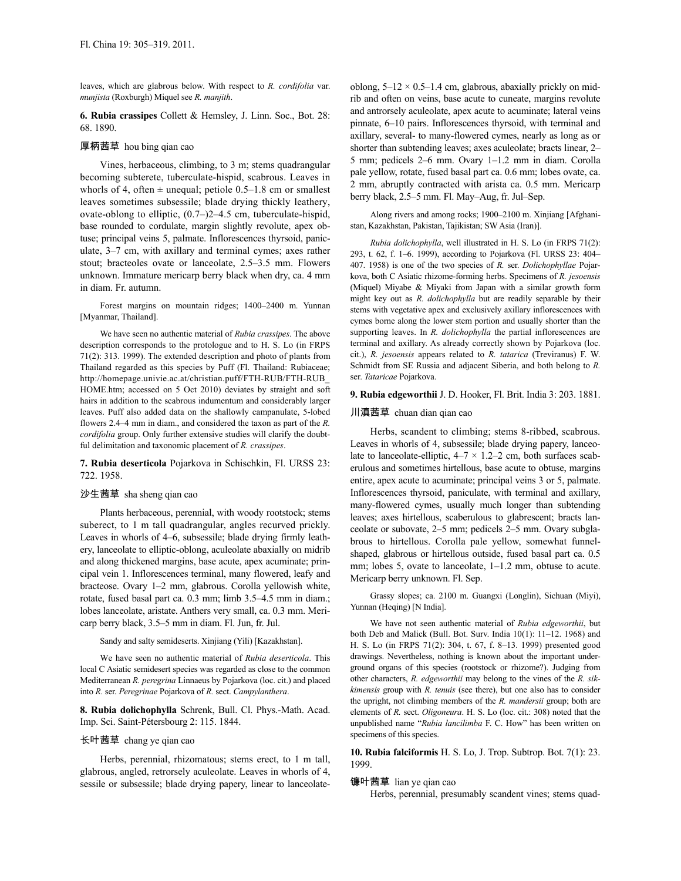leaves, which are glabrous below. With respect to *R. cordifolia* var. *munjista* (Roxburgh) Miquel see *R. manjith*.

**6. Rubia crassipes** Collett & Hemsley, J. Linn. Soc., Bot. 28: 68. 1890.

### 厚柄茜草 hou bing qian cao

Vines, herbaceous, climbing, to 3 m; stems quadrangular becoming subterete, tuberculate-hispid, scabrous. Leaves in whorls of 4, often ± unequal; petiole 0.5–1.8 cm or smallest leaves sometimes subsessile; blade drying thickly leathery, ovate-oblong to elliptic, (0.7–)2–4.5 cm, tuberculate-hispid, base rounded to cordulate, margin slightly revolute, apex obtuse; principal veins 5, palmate. Inflorescences thyrsoid, paniculate, 3–7 cm, with axillary and terminal cymes; axes rather stout; bracteoles ovate or lanceolate, 2.5–3.5 mm. Flowers unknown. Immature mericarp berry black when dry, ca. 4 mm in diam. Fr. autumn.

Forest margins on mountain ridges; 1400–2400 m. Yunnan [Myanmar, Thailand].

We have seen no authentic material of *Rubia crassipes*. The above description corresponds to the protologue and to H. S. Lo (in FRPS 71(2): 313. 1999). The extended description and photo of plants from Thailand regarded as this species by Puff (Fl. Thailand: Rubiaceae; http://homepage.univie.ac.at/christian.puff/FTH-RUB/FTH-RUB_HOME.htm; accessed on 5 Oct 2010) deviates by straight and soft hairs in addition to the scabrous indumentum and considerably larger leaves. Puff also added data on the shallowly campanulate, 5-lobed flowers 2.4–4 mm in diam., and considered the taxon as part of the *R. cordifolia* group. Only further extensive studies will clarify the doubtful delimitation and taxonomic placement of *R. crassipes*.

**7. Rubia deserticola** Pojarkova in Schischkin, Fl. URSS 23: 722. 1958.

### 沙生茜草 sha sheng qian cao

Plants herbaceous, perennial, with woody rootstock; stems suberect, to 1 m tall quadrangular, angles recurved prickly. Leaves in whorls of 4–6, subsessile; blade drying firmly leathery, lanceolate to elliptic-oblong, aculeolate abaxially on midrib and along thickened margins, base acute, apex acuminate; principal vein 1. Inflorescences terminal, many flowered, leafy and bracteose. Ovary 1–2 mm, glabrous. Corolla yellowish white, rotate, fused basal part ca. 0.3 mm; limb 3.5–4.5 mm in diam.; lobes lanceolate, aristate. Anthers very small, ca. 0.3 mm. Mericarp berry black, 3.5–5 mm in diam. Fl. Jun, fr. Jul.

Sandy and salty semideserts. Xinjiang (Yili) [Kazakhstan].

We have seen no authentic material of *Rubia deserticola*. This local C Asiatic semidesert species was regarded as close to the common Mediterranean *R. peregrina* Linnaeus by Pojarkova (loc. cit.) and placed into *R.* ser. *Peregrinae* Pojarkova of *R.* sect. *Campylanthera*.

**8. Rubia dolichophylla** Schrenk, Bull. Cl. Phys.-Math. Acad. Imp. Sci. Saint-Pétersbourg 2: 115. 1844.

### 长叶茜草 chang ye qian cao

Herbs, perennial, rhizomatous; stems erect, to 1 m tall, glabrous, angled, retrorsely aculeolate. Leaves in whorls of 4, sessile or subsessile; blade drying papery, linear to lanceolate-oblong, 5–12 × 0.5–1.4 cm, glabrous, abaxially prickly on midrib and often on veins, base acute to cuneate, margins revolute and antrorsely aculeolate, apex acute to acuminate; lateral veins pinnate, 6–10 pairs. Inflorescences thyrsoid, with terminal and axillary, several- to many-flowered cymes, nearly as long as or shorter than subtending leaves; axes aculeolate; bracts linear, 2–5 mm; pedicels 2–6 mm. Ovary 1–1.2 mm in diam. Corolla pale yellow, rotate, fused basal part ca. 0.6 mm; lobes ovate, ca. 2 mm, abruptly contracted with arista ca. 0.5 mm. Mericarp berry black, 2.5–5 mm. Fl. May–Aug, fr. Jul–Sep.

Along rivers and among rocks; 1900–2100 m. Xinjiang [Afghanistan, Kazakhstan, Pakistan, Tajikistan; SW Asia (Iran)].

*Rubia dolichophylla*, well illustrated in H. S. Lo (in FRPS 71(2): 293, t. 62, f. 1–6. 1999), according to Pojarkova (Fl. URSS 23: 404–407. 1958) is one of the two species of *R.* ser. *Dolichophyllae* Pojarkova, both C Asiatic rhizome-forming herbs. Specimens of *R. jesoensis* (Miquel) Miyabe & Miyaki from Japan with a similar growth form might key out as *R. dolichophylla* but are readily separable by their stems with vegetative apex and exclusively axillary inflorescences with cymes borne along the lower stem portion and usually shorter than the supporting leaves. In *R. dolichophylla* the partial inflorescences are terminal and axillary. As already correctly shown by Pojarkova (loc. cit.), *R. jesoensis* appears related to *R. tatarica* (Treviranus) F. W. Schmidt from SE Russia and adjacent Siberia, and both belong to *R.* ser. *Tataricae* Pojarkova.

**9. Rubia edgeworthii** J. D. Hooker, Fl. Brit. India 3: 203. 1881.

### 川滇茜草 chuan dian qian cao

Herbs, scandent to climbing; stems 8-ribbed, scabrous. Leaves in whorls of 4, subsessile; blade drying papery, lanceolate to lanceolate-elliptic, 4–7 × 1.2–2 cm, both surfaces scaberulous and sometimes hirtellous, base acute to obtuse, margins entire, apex acute to acuminate; principal veins 3 or 5, palmate. Inflorescences thyrsoid, paniculate, with terminal and axillary, many-flowered cymes, usually much longer than subtending leaves; axes hirtellous, scaberulous to glabrescent; bracts lanceolate or subovate, 2–5 mm; pedicels 2–5 mm. Ovary subglabrous to hirtellous. Corolla pale yellow, somewhat funnel-shaped, glabrous or hirtellous outside, fused basal part ca. 0.5 mm; lobes 5, ovate to lanceolate, 1–1.2 mm, obtuse to acute. Mericarp berry unknown. Fl. Sep.

Grassy slopes; ca. 2100 m. Guangxi (Longlin), Sichuan (Miyi), Yunnan (Heqing) [N India].

We have not seen authentic material of *Rubia edgeworthii*, but both Deb and Malick (Bull. Bot. Surv. India 10(1): 11–12. 1968) and H. S. Lo (in FRPS 71(2): 304, t. 67, f. 8–13. 1999) presented good drawings. Nevertheless, nothing is known about the important underground organs of this species (rootstock or rhizome?). Judging from other characters, *R. edgeworthii* may belong to the vines of the *R. sikkimensis* group with *R. tenuis* (see there), but one also has to consider the upright, not climbing members of the *R. mandersii* group; both are elements of *R.* sect. *Oligoneura*. H. S. Lo (loc. cit.: 308) noted that the unpublished name "*Rubia lancilimba* F. C. How" has been written on specimens of this species.

**10. Rubia falciformis** H. S. Lo, J. Trop. Subtrop. Bot. 7(1): 23. 1999.

### 镰叶茜草 lian ye qian cao

Herbs, perennial, presumably scandent vines; stems quad-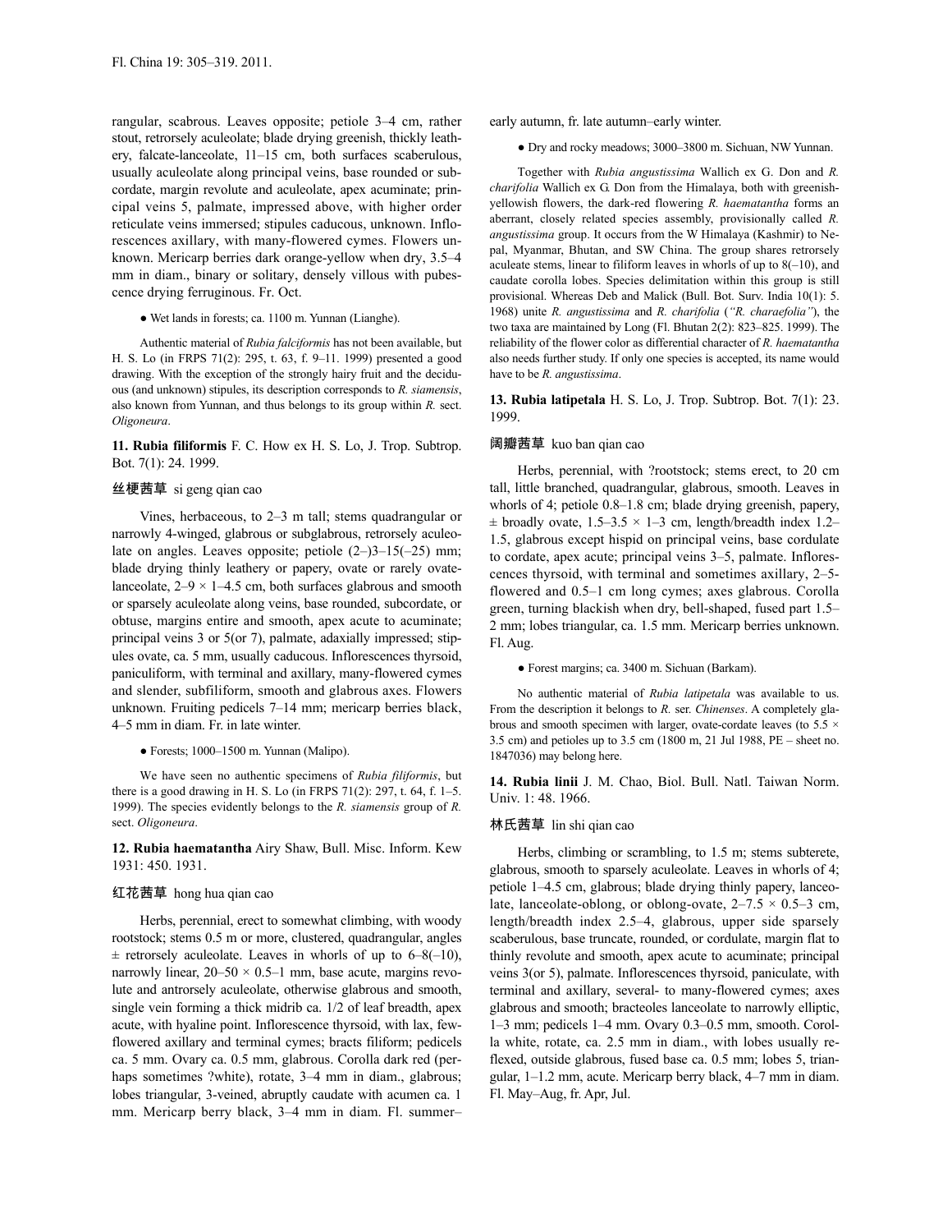rangular, scabrous. Leaves opposite; petiole 3–4 cm, rather stout, retrorsely aculeolate; blade drying greenish, thickly leathery, falcate-lanceolate, 11–15 cm, both surfaces scaberulous, usually aculeolate along principal veins, base rounded or subcordate, margin revolute and aculeolate, apex acuminate; principal veins 5, palmate, impressed above, with higher order reticulate veins immersed; stipules caducous, unknown. Inflorescences axillary, with many-flowered cymes. Flowers unknown. Mericarp berries dark orange-yellow when dry, 3.5–4 mm in diam., binary or solitary, densely villous with pubescence drying ferruginous. Fr. Oct.

● Wet lands in forests; ca. 1100 m. Yunnan (Lianghe).

Authentic material of *Rubia falciformis* has not been available, but H. S. Lo (in FRPS 71(2): 295, t. 63, f. 9–11. 1999) presented a good drawing. With the exception of the strongly hairy fruit and the deciduous (and unknown) stipules, its description corresponds to *R. siamensis*, also known from Yunnan, and thus belongs to its group within *R.* sect. *Oligoneura*.

**11. Rubia filiformis** F. C. How ex H. S. Lo, J. Trop. Subtrop. Bot. 7(1): 24. 1999.

丝梗茜草 si geng qian cao

Vines, herbaceous, to 2–3 m tall; stems quadrangular or narrowly 4-winged, glabrous or subglabrous, retrorsely aculeolate on angles. Leaves opposite; petiole (2–)3–15(–25) mm; blade drying thinly leathery or papery, ovate or rarely ovate-lanceolate, 2–9 × 1–4.5 cm, both surfaces glabrous and smooth or sparsely aculeolate along veins, base rounded, subcordate, or obtuse, margins entire and smooth, apex acute to acuminate; principal veins 3 or 5(or 7), palmate, adaxially impressed; stipules ovate, ca. 5 mm, usually caducous. Inflorescences thyrsoid, paniculiform, with terminal and axillary, many-flowered cymes and slender, subfiliform, smooth and glabrous axes. Flowers unknown. Fruiting pedicels 7–14 mm; mericarp berries black, 4–5 mm in diam. Fr. in late winter.

● Forests; 1000–1500 m. Yunnan (Malipo).

We have seen no authentic specimens of *Rubia filiformis*, but there is a good drawing in H. S. Lo (in FRPS 71(2): 297, t. 64, f. 1–5. 1999). The species evidently belongs to the *R. siamensis* group of *R.* sect. *Oligoneura*.

**12. Rubia haematantha** Airy Shaw, Bull. Misc. Inform. Kew 1931: 450. 1931.

红花茜草 hong hua qian cao

Herbs, perennial, erect to somewhat climbing, with woody rootstock; stems 0.5 m or more, clustered, quadrangular, angles ± retrorsely aculeolate. Leaves in whorls of up to 6–8(–10), narrowly linear, 20–50 × 0.5–1 mm, base acute, margins revolute and antrorsely aculeolate, otherwise glabrous and smooth, single vein forming a thick midrib ca. 1/2 of leaf breadth, apex acute, with hyaline point. Inflorescence thyrsoid, with lax, few-flowered axillary and terminal cymes; bracts filiform; pedicels ca. 5 mm. Ovary ca. 0.5 mm, glabrous. Corolla dark red (perhaps sometimes ?white), rotate, 3–4 mm in diam., glabrous; lobes triangular, 3-veined, abruptly caudate with acumen ca. 1 mm. Mericarp berry black, 3–4 mm in diam. Fl. summer–early autumn, fr. late autumn–early winter.

● Dry and rocky meadows; 3000–3800 m. Sichuan, NW Yunnan.

Together with *Rubia angustissima* Wallich ex G. Don and *R. charifolia* Wallich ex G. Don from the Himalaya, both with greenish-yellowish flowers, the dark-red flowering *R. haematantha* forms an aberrant, closely related species assembly, provisionally called *R. angustissima* group. It occurs from the W Himalaya (Kashmir) to Nepal, Myanmar, Bhutan, and SW China. The group shares retrorsely aculeate stems, linear to filiform leaves in whorls of up to 8(–10), and caudate corolla lobes. Species delimitation within this group is still provisional. Whereas Deb and Malick (Bull. Bot. Surv. India 10(1): 5. 1968) unite *R. angustissima* and *R. charifolia* (*"R. charaefolia"*), the two taxa are maintained by Long (Fl. Bhutan 2(2): 823–825. 1999). The reliability of the flower color as differential character of *R. haematantha* also needs further study. If only one species is accepted, its name would have to be *R. angustissima*.

**13. Rubia latipetala** H. S. Lo, J. Trop. Subtrop. Bot. 7(1): 23. 1999.

阔瓣茜草 kuo ban qian cao

Herbs, perennial, with ?rootstock; stems erect, to 20 cm tall, little branched, quadrangular, glabrous, smooth. Leaves in whorls of 4; petiole 0.8–1.8 cm; blade drying greenish, papery, ± broadly ovate, 1.5–3.5 × 1–3 cm, length/breadth index 1.2–1.5, glabrous except hispid on principal veins, base cordulate to cordate, apex acute; principal veins 3–5, palmate. Inflorescences thyrsoid, with terminal and sometimes axillary, 2–5-flowered and 0.5–1 cm long cymes; axes glabrous. Corolla green, turning blackish when dry, bell-shaped, fused part 1.5–2 mm; lobes triangular, ca. 1.5 mm. Mericarp berries unknown. Fl. Aug.

● Forest margins; ca. 3400 m. Sichuan (Barkam).

No authentic material of *Rubia latipetala* was available to us. From the description it belongs to *R.* ser. *Chinenses*. A completely glabrous and smooth specimen with larger, ovate-cordate leaves (to 5.5 × 3.5 cm) and petioles up to 3.5 cm (1800 m, 21 Jul 1988, PE – sheet no. 1847036) may belong here.

**14. Rubia linii** J. M. Chao, Biol. Bull. Natl. Taiwan Norm. Univ. 1: 48. 1966.

林氏茜草 lin shi qian cao

Herbs, climbing or scrambling, to 1.5 m; stems subterete, glabrous, smooth to sparsely aculeolate. Leaves in whorls of 4; petiole 1–4.5 cm, glabrous; blade drying thinly papery, lanceolate, lanceolate-oblong, or oblong-ovate, 2–7.5 × 0.5–3 cm, length/breadth index 2.5–4, glabrous, upper side sparsely scaberulous, base truncate, rounded, or cordulate, margin flat to thinly revolute and smooth, apex acute to acuminate; principal veins 3(or 5), palmate. Inflorescences thyrsoid, paniculate, with terminal and axillary, several- to many-flowered cymes; axes glabrous and smooth; bracteoles lanceolate to narrowly elliptic, 1–3 mm; pedicels 1–4 mm. Ovary 0.3–0.5 mm, smooth. Corolla white, rotate, ca. 2.5 mm in diam., with lobes usually reflexed, outside glabrous, fused base ca. 0.5 mm; lobes 5, triangular, 1–1.2 mm, acute. Mericarp berry black, 4–7 mm in diam. Fl. May–Aug, fr. Apr, Jul.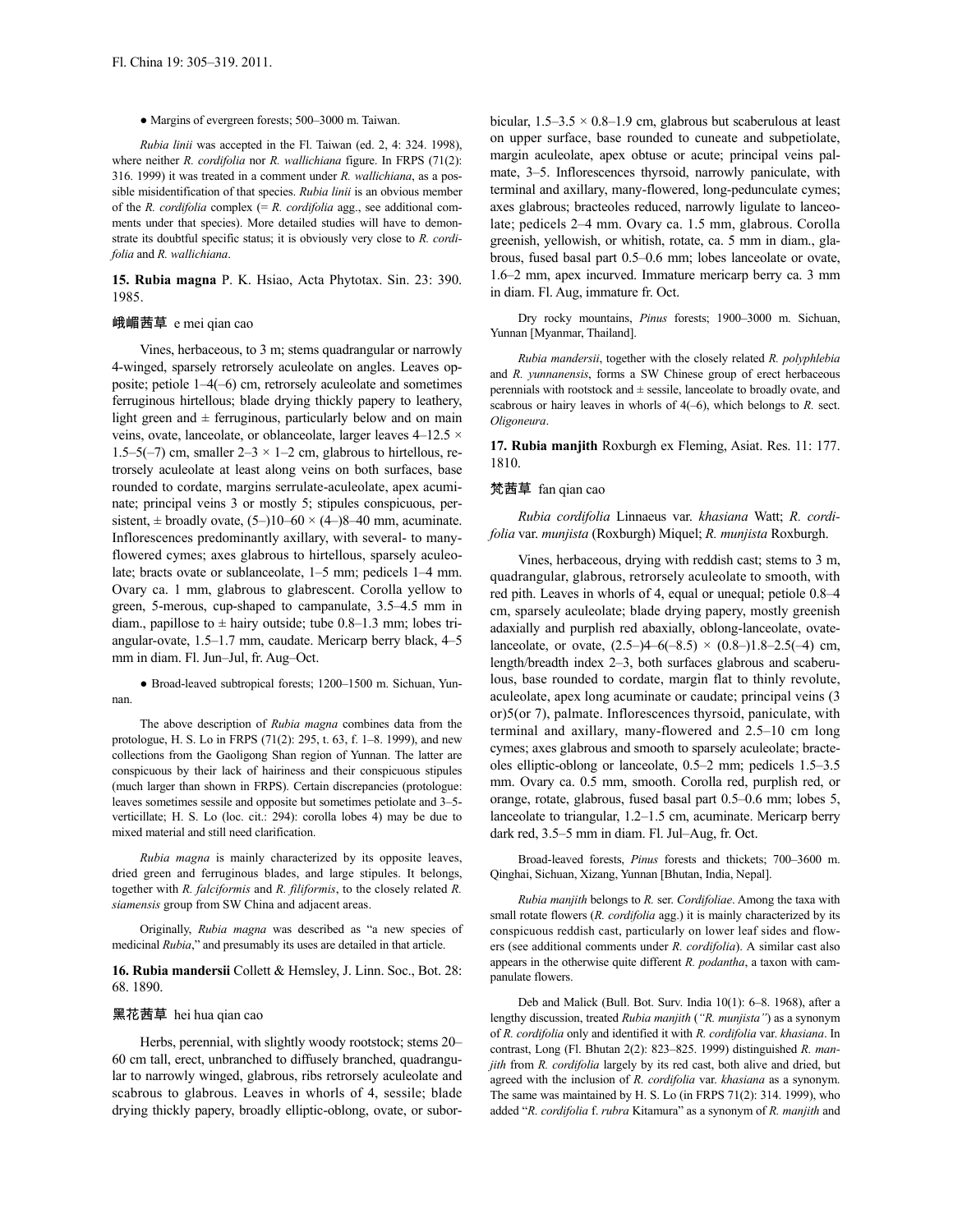● Margins of evergreen forests; 500–3000 m. Taiwan.

*Rubia linii* was accepted in the Fl. Taiwan (ed. 2, 4: 324. 1998), where neither *R. cordifolia* nor *R. wallichiana* figure. In FRPS (71(2): 316. 1999) it was treated in a comment under *R. wallichiana*, as a possible misidentification of that species. *Rubia linii* is an obvious member of the *R. cordifolia* complex (= *R. cordifolia* agg., see additional comments under that species). More detailed studies will have to demonstrate its doubtful specific status; it is obviously very close to *R. cordifolia* and *R. wallichiana*.

**15. Rubia magna** P. K. Hsiao, Acta Phytotax. Sin. 23: 390. 1985.

**峨嵋茜草** e mei qian cao

Vines, herbaceous, to 3 m; stems quadrangular or narrowly 4-winged, sparsely retrorsely aculeolate on angles. Leaves opposite; petiole 1–4(–6) cm, retrorsely aculeolate and sometimes ferruginous hirtellous; blade drying thickly papery to leathery, light green and ± ferruginous, particularly below and on main veins, ovate, lanceolate, or oblanceolate, larger leaves 4–12.5 × 1.5–5(–7) cm, smaller 2–3 × 1–2 cm, glabrous to hirtellous, retrorsely aculeolate at least along veins on both surfaces, base rounded to cordate, margins serrulate-aculeolate, apex acuminate; principal veins 3 or mostly 5; stipules conspicuous, persistent, ± broadly ovate, (5–)10–60 × (4–)8–40 mm, acuminate. Inflorescences predominantly axillary, with several- to many-flowered cymes; axes glabrous to hirtellous, sparsely aculeolate; bracts ovate or sublanceolate, 1–5 mm; pedicels 1–4 mm. Ovary ca. 1 mm, glabrous to glabrescent. Corolla yellow to green, 5-merous, cup-shaped to campanulate, 3.5–4.5 mm in diam., papillose to ± hairy outside; tube 0.8–1.3 mm; lobes triangular-ovate, 1.5–1.7 mm, caudate. Mericarp berry black, 4–5 mm in diam. Fl. Jun–Jul, fr. Aug–Oct.

● Broad-leaved subtropical forests; 1200–1500 m. Sichuan, Yunnan.

The above description of *Rubia magna* combines data from the protologue, H. S. Lo in FRPS (71(2): 295, t. 63, f. 1–8. 1999), and new collections from the Gaoligong Shan region of Yunnan. The latter are conspicuous by their lack of hairiness and their conspicuous stipules (much larger than shown in FRPS). Certain discrepancies (protologue: leaves sometimes sessile and opposite but sometimes petiolate and 3–5-verticillate; H. S. Lo (loc. cit.: 294): corolla lobes 4) may be due to mixed material and still need clarification.

*Rubia magna* is mainly characterized by its opposite leaves, dried green and ferruginous blades, and large stipules. It belongs, together with *R. falciformis* and *R. filiformis*, to the closely related *R. siamensis* group from SW China and adjacent areas.

Originally, *Rubia magna* was described as "a new species of medicinal *Rubia*," and presumably its uses are detailed in that article.

**16. Rubia mandersii** Collett & Hemsley, J. Linn. Soc., Bot. 28: 68. 1890.

**黑花茜草** hei hua qian cao

Herbs, perennial, with slightly woody rootstock; stems 20–60 cm tall, erect, unbranched to diffusely branched, quadrangular to narrowly winged, glabrous, ribs retrorsely aculeolate and scabrous to glabrous. Leaves in whorls of 4, sessile; blade drying thickly papery, broadly elliptic-oblong, ovate, or suborbicular, 1.5–3.5 × 0.8–1.9 cm, glabrous but scaberulous at least on upper surface, base rounded to cuneate and subpetiolate, margin aculeolate, apex obtuse or acute; principal veins palmate, 3–5. Inflorescences thyrsoid, narrowly paniculate, with terminal and axillary, many-flowered, long-pedunculate cymes; axes glabrous; bracteoles reduced, narrowly ligulate to lanceolate; pedicels 2–4 mm. Ovary ca. 1.5 mm, glabrous. Corolla greenish, yellowish, or whitish, rotate, ca. 5 mm in diam., glabrous, fused basal part 0.5–0.6 mm; lobes lanceolate or ovate, 1.6–2 mm, apex incurved. Immature mericarp berry ca. 3 mm in diam. Fl. Aug, immature fr. Oct.

Dry rocky mountains, *Pinus* forests; 1900–3000 m. Sichuan, Yunnan [Myanmar, Thailand].

*Rubia mandersii*, together with the closely related *R. polyphlebia* and *R. yunnanensis*, forms a SW Chinese group of erect herbaceous perennials with rootstock and ± sessile, lanceolate to broadly ovate, and scabrous or hairy leaves in whorls of 4(–6), which belongs to *R.* sect. *Oligoneura*.

**17. Rubia manjith** Roxburgh ex Fleming, Asiat. Res. 11: 177. 1810.

**梵茜草** fan qian cao

*Rubia cordifolia* Linnaeus var. *khasiana* Watt; *R. cordifolia* var. *munjista* (Roxburgh) Miquel; *R. munjista* Roxburgh.

Vines, herbaceous, drying with reddish cast; stems to 3 m, quadrangular, glabrous, retrorsely aculeolate to smooth, with red pith. Leaves in whorls of 4, equal or unequal; petiole 0.8–4 cm, sparsely aculeolate; blade drying papery, mostly greenish adaxially and purplish red abaxially, oblong-lanceolate, ovate-lanceolate, or ovate, (2.5–)4–6(–8.5) × (0.8–)1.8–2.5(–4) cm, length/breadth index 2–3, both surfaces glabrous and scaberulous, base rounded to cordate, margin flat to thinly revolute, aculeolate, apex long acuminate or caudate; principal veins (3 or)5(or 7), palmate. Inflorescences thyrsoid, paniculate, with terminal and axillary, many-flowered and 2.5–10 cm long cymes; axes glabrous and smooth to sparsely aculeolate; bracteoles elliptic-oblong or lanceolate, 0.5–2 mm; pedicels 1.5–3.5 mm. Ovary ca. 0.5 mm, smooth. Corolla red, purplish red, or orange, rotate, glabrous, fused basal part 0.5–0.6 mm; lobes 5, lanceolate to triangular, 1.2–1.5 cm, acuminate. Mericarp berry dark red, 3.5–5 mm in diam. Fl. Jul–Aug, fr. Oct.

Broad-leaved forests, *Pinus* forests and thickets; 700–3600 m. Qinghai, Sichuan, Xizang, Yunnan [Bhutan, India, Nepal].

*Rubia manjith* belongs to *R.* ser. *Cordifoliae*. Among the taxa with small rotate flowers (*R. cordifolia* agg.) it is mainly characterized by its conspicuous reddish cast, particularly on lower leaf sides and flowers (see additional comments under *R. cordifolia*). A similar cast also appears in the otherwise quite different *R. podantha*, a taxon with campanulate flowers.

Deb and Malick (Bull. Bot. Surv. India 10(1): 6–8. 1968), after a lengthy discussion, treated *Rubia manjith* (*"R. munjista"*) as a synonym of *R. cordifolia* only and identified it with *R. cordifolia* var. *khasiana*. In contrast, Long (Fl. Bhutan 2(2): 823–825. 1999) distinguished *R. manjith* from *R. cordifolia* largely by its red cast, both alive and dried, but agreed with the inclusion of *R. cordifolia* var. *khasiana* as a synonym. The same was maintained by H. S. Lo (in FRPS 71(2): 314. 1999), who added "*R. cordifolia* f. *rubra* Kitamura" as a synonym of *R. manjith* and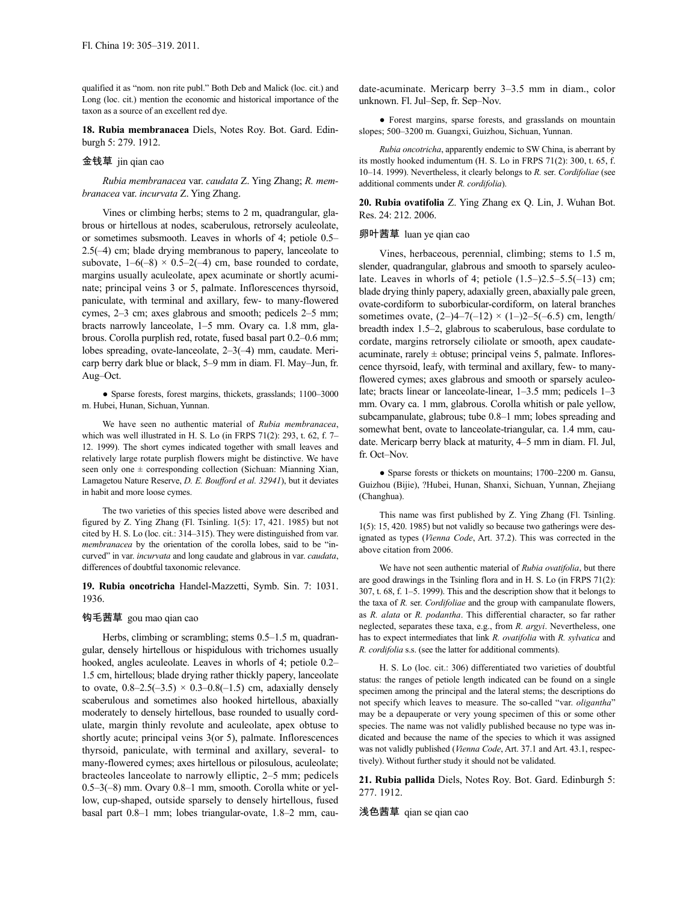qualified it as "nom. non rite publ." Both Deb and Malick (loc. cit.) and Long (loc. cit.) mention the economic and historical importance of the taxon as a source of an excellent red dye.

**18. Rubia membranacea** Diels, Notes Roy. Bot. Gard. Edinburgh 5: 279. 1912.

金钱草 jin qian cao

*Rubia membranacea* var. *caudata* Z. Ying Zhang; *R. membranacea* var. *incurvata* Z. Ying Zhang.

Vines or climbing herbs; stems to 2 m, quadrangular, glabrous or hirtellous at nodes, scaberulous, retrorsely aculeolate, or sometimes subsmooth. Leaves in whorls of 4; petiole 0.5–2.5(–4) cm; blade drying membranous to papery, lanceolate to subovate, 1–6(–8) × 0.5–2(–4) cm, base rounded to cordate, margins usually aculeolate, apex acuminate or shortly acuminate; principal veins 3 or 5, palmate. Inflorescences thyrsoid, paniculate, with terminal and axillary, few- to many-flowered cymes, 2–3 cm; axes glabrous and smooth; pedicels 2–5 mm; bracts narrowly lanceolate, 1–5 mm. Ovary ca. 1.8 mm, glabrous. Corolla purplish red, rotate, fused basal part 0.2–0.6 mm; lobes spreading, ovate-lanceolate, 2–3(–4) mm, caudate. Mericarp berry dark blue or black, 5–9 mm in diam. Fl. May–Jun, fr. Aug–Oct.

● Sparse forests, forest margins, thickets, grasslands; 1100–3000 m. Hubei, Hunan, Sichuan, Yunnan.

We have seen no authentic material of *Rubia membranacea*, which was well illustrated in H. S. Lo (in FRPS 71(2): 293, t. 62, f. 7–12. 1999). The short cymes indicated together with small leaves and relatively large rotate purplish flowers might be distinctive. We have seen only one ± corresponding collection (Sichuan: Mianning Xian, Lamagetou Nature Reserve, *D. E. Boufford et al. 32941*), but it deviates in habit and more loose cymes.

The two varieties of this species listed above were described and figured by Z. Ying Zhang (Fl. Tsinling. 1(5): 17, 421. 1985) but not cited by H. S. Lo (loc. cit.: 314–315). They were distinguished from var. *membranacea* by the orientation of the corolla lobes, said to be "incurved" in var. *incurvata* and long caudate and glabrous in var. *caudata*, differences of doubtful taxonomic relevance.

**19. Rubia oncotricha** Handel-Mazzetti, Symb. Sin. 7: 1031. 1936.

钩毛茜草 gou mao qian cao

Herbs, climbing or scrambling; stems 0.5–1.5 m, quadrangular, densely hirtellous or hispidulous with trichomes usually hooked, angles aculeolate. Leaves in whorls of 4; petiole 0.2–1.5 cm, hirtellous; blade drying rather thickly papery, lanceolate to ovate, 0.8–2.5(–3.5) × 0.3–0.8(–1.5) cm, adaxially densely scaberulous and sometimes also hooked hirtellous, abaxially moderately to densely hirtellous, base rounded to usually cordulate, margin thinly revolute and aculeolate, apex obtuse to shortly acute; principal veins 3(or 5), palmate. Inflorescences thyrsoid, paniculate, with terminal and axillary, several- to many-flowered cymes; axes hirtellous or pilosulous, aculeolate; bracteoles lanceolate to narrowly elliptic, 2–5 mm; pedicels 0.5–3(–8) mm. Ovary 0.8–1 mm, smooth. Corolla white or yellow, cup-shaped, outside sparsely to densely hirtellous, fused basal part 0.8–1 mm; lobes triangular-ovate, 1.8–2 mm, caudate-acuminate. Mericarp berry 3–3.5 mm in diam., color unknown. Fl. Jul–Sep, fr. Sep–Nov.

● Forest margins, sparse forests, and grasslands on mountain slopes; 500–3200 m. Guangxi, Guizhou, Sichuan, Yunnan.

*Rubia oncotricha*, apparently endemic to SW China, is aberrant by its mostly hooked indumentum (H. S. Lo in FRPS 71(2): 300, t. 65, f. 10–14. 1999). Nevertheless, it clearly belongs to *R.* ser. *Cordifoliae* (see additional comments under *R. cordifolia*).

**20. Rubia ovatifolia** Z. Ying Zhang ex Q. Lin, J. Wuhan Bot. Res. 24: 212. 2006.

卵叶茜草 luan ye qian cao

Vines, herbaceous, perennial, climbing; stems to 1.5 m, slender, quadrangular, glabrous and smooth to sparsely aculeolate. Leaves in whorls of 4; petiole (1.5–)2.5–5.5(–13) cm; blade drying thinly papery, adaxially green, abaxially pale green, ovate-cordiform to suborbicular-cordiform, on lateral branches sometimes ovate, (2–)4–7(–12) × (1–)2–5(–6.5) cm, length/breadth index 1.5–2, glabrous to scaberulous, base cordulate to cordate, margins retrorsely ciliolate or smooth, apex caudate-acuminate, rarely ± obtuse; principal veins 5, palmate. Inflorescence thyrsoid, leafy, with terminal and axillary, few- to many-flowered cymes; axes glabrous and smooth or sparsely aculeolate; bracts linear or lanceolate-linear, 1–3.5 mm; pedicels 1–3 mm. Ovary ca. 1 mm, glabrous. Corolla whitish or pale yellow, subcampanulate, glabrous; tube 0.8–1 mm; lobes spreading and somewhat bent, ovate to lanceolate-triangular, ca. 1.4 mm, caudate. Mericarp berry black at maturity, 4–5 mm in diam. Fl. Jul, fr. Oct–Nov.

● Sparse forests or thickets on mountains; 1700–2200 m. Gansu, Guizhou (Bijie), ?Hubei, Hunan, Shanxi, Sichuan, Yunnan, Zhejiang (Changhua).

This name was first published by Z. Ying Zhang (Fl. Tsinling. 1(5): 15, 420. 1985) but not validly so because two gatherings were designated as types (*Vienna Code*, Art. 37.2). This was corrected in the above citation from 2006.

We have not seen authentic material of *Rubia ovatifolia*, but there are good drawings in the Tsinling flora and in H. S. Lo (in FRPS 71(2): 307, t. 68, f. 1–5. 1999). This and the description show that it belongs to the taxa of *R.* ser. *Cordifoliae* and the group with campanulate flowers, as *R. alata* or *R. podantha*. This differential character, so far rather neglected, separates these taxa, e.g., from *R. argyi*. Nevertheless, one has to expect intermediates that link *R. ovatifolia* with *R. sylvatica* and *R. cordifolia* s.s. (see the latter for additional comments).

H. S. Lo (loc. cit.: 306) differentiated two varieties of doubtful status: the ranges of petiole length indicated can be found on a single specimen among the principal and the lateral stems; the descriptions do not specify which leaves to measure. The so-called "var. *oligantha*" may be a depauperate or very young specimen of this or some other species. The name was not validly published because no type was indicated and because the name of the species to which it was assigned was not validly published (*Vienna Code*, Art. 37.1 and Art. 43.1, respectively). Without further study it should not be validated.

**21. Rubia pallida** Diels, Notes Roy. Bot. Gard. Edinburgh 5: 277. 1912.

浅色茜草 qian se qian cao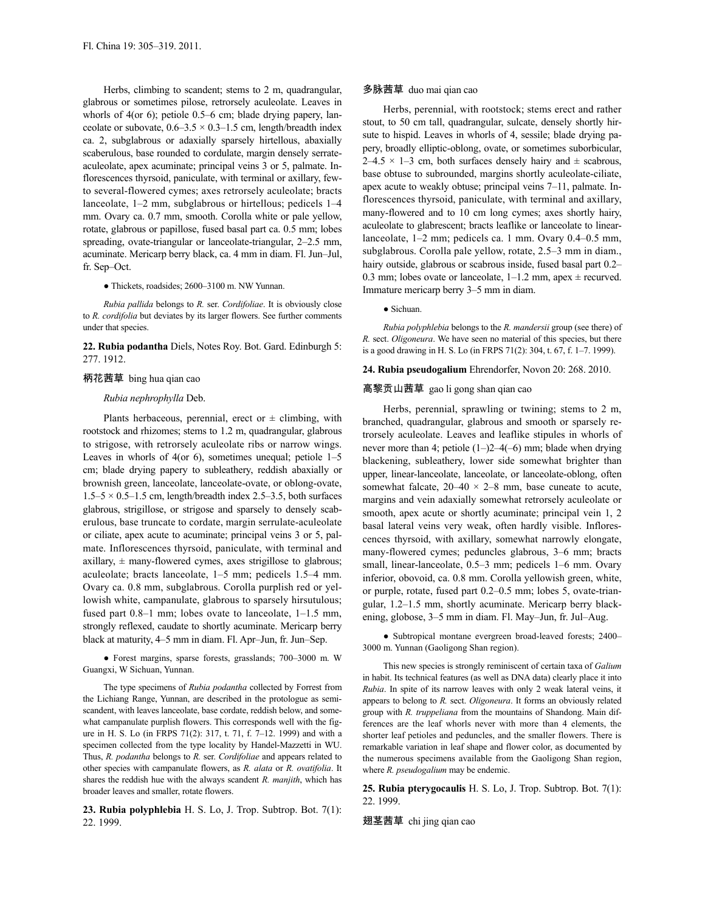Herbs, climbing to scandent; stems to 2 m, quadrangular, glabrous or sometimes pilose, retrorsely aculeolate. Leaves in whorls of 4(or 6); petiole 0.5–6 cm; blade drying papery, lanceolate or subovate, 0.6–3.5 × 0.3–1.5 cm, length/breadth index ca. 2, subglabrous or adaxially sparsely hirtellous, abaxially scaberulous, base rounded to cordulate, margin densely serrate-aculeolate, apex acuminate; principal veins 3 or 5, palmate. Inflorescences thyrsoid, paniculate, with terminal or axillary, few- to several-flowered cymes; axes retrorsely aculeolate; bracts lanceolate, 1–2 mm, subglabrous or hirtellous; pedicels 1–4 mm. Ovary ca. 0.7 mm, smooth. Corolla white or pale yellow, rotate, glabrous or papillose, fused basal part ca. 0.5 mm; lobes spreading, ovate-triangular or lanceolate-triangular, 2–2.5 mm, acuminate. Mericarp berry black, ca. 4 mm in diam. Fl. Jun–Jul, fr. Sep–Oct.

● Thickets, roadsides; 2600–3100 m. NW Yunnan.

*Rubia pallida* belongs to *R.* ser. *Cordifoliae*. It is obviously close to *R. cordifolia* but deviates by its larger flowers. See further comments under that species.

**22. Rubia podantha** Diels, Notes Roy. Bot. Gard. Edinburgh 5: 277. 1912.

柄花茜草 bing hua qian cao

*Rubia nephrophylla* Deb.

Plants herbaceous, perennial, erect or ± climbing, with rootstock and rhizomes; stems to 1.2 m, quadrangular, glabrous to strigose, with retrorsely aculeolate ribs or narrow wings. Leaves in whorls of 4(or 6), sometimes unequal; petiole 1–5 cm; blade drying papery to subleathery, reddish abaxially or brownish green, lanceolate, lanceolate-ovate, or oblong-ovate, 1.5–5 × 0.5–1.5 cm, length/breadth index 2.5–3.5, both surfaces glabrous, strigillose, or strigose and sparsely to densely scaberulous, base truncate to cordate, margin serrulate-aculeolate or ciliate, apex acute to acuminate; principal veins 3 or 5, palmate. Inflorescences thyrsoid, paniculate, with terminal and axillary, ± many-flowered cymes, axes strigillose to glabrous; aculeolate; bracts lanceolate, 1–5 mm; pedicels 1.5–4 mm. Ovary ca. 0.8 mm, subglabrous. Corolla purplish red or yellowish white, campanulate, glabrous to sparsely hirsutulous; fused part 0.8–1 mm; lobes ovate to lanceolate, 1–1.5 mm, strongly reflexed, caudate to shortly acuminate. Mericarp berry black at maturity, 4–5 mm in diam. Fl. Apr–Jun, fr. Jun–Sep.

● Forest margins, sparse forests, grasslands; 700–3000 m. W Guangxi, W Sichuan, Yunnan.

The type specimens of *Rubia podantha* collected by Forrest from the Lichiang Range, Yunnan, are described in the protologue as semi-scandent, with leaves lanceolate, base cordate, reddish below, and somewhat campanulate purplish flowers. This corresponds well with the figure in H. S. Lo (in FRPS 71(2): 317, t. 71, f. 7–12. 1999) and with a specimen collected from the type locality by Handel-Mazzetti in WU. Thus, *R. podantha* belongs to *R.* ser. *Cordifoliae* and appears related to other species with campanulate flowers, as *R. alata* or *R. ovatifolia*. It shares the reddish hue with the always scandent *R. manjith*, which has broader leaves and smaller, rotate flowers.

**23. Rubia polyphlebia** H. S. Lo, J. Trop. Subtrop. Bot. 7(1): 22. 1999.

多脉茜草 duo mai qian cao

Herbs, perennial, with rootstock; stems erect and rather stout, to 50 cm tall, quadrangular, sulcate, densely shortly hirsute to hispid. Leaves in whorls of 4, sessile; blade drying papery, broadly elliptic-oblong, ovate, or sometimes suborbicular, 2–4.5 × 1–3 cm, both surfaces densely hairy and ± scabrous, base obtuse to subrounded, margins shortly aculeolate-ciliate, apex acute to weakly obtuse; principal veins 7–11, palmate. Inflorescences thyrsoid, paniculate, with terminal and axillary, many-flowered and to 10 cm long cymes; axes shortly hairy, aculeolate to glabrescent; bracts leaflike or lanceolate to linear-lanceolate, 1–2 mm; pedicels ca. 1 mm. Ovary 0.4–0.5 mm, subglabrous. Corolla pale yellow, rotate, 2.5–3 mm in diam., hairy outside, glabrous or scabrous inside, fused basal part 0.2–0.3 mm; lobes ovate or lanceolate, 1–1.2 mm, apex ± recurved. Immature mericarp berry 3–5 mm in diam.

● Sichuan.

*Rubia polyphlebia* belongs to the *R. mandersii* group (see there) of *R.* sect. *Oligoneura*. We have seen no material of this species, but there is a good drawing in H. S. Lo (in FRPS 71(2): 304, t. 67, f. 1–7. 1999).

**24. Rubia pseudogalium** Ehrendorfer, Novon 20: 268. 2010.

高黎贡山茜草 gao li gong shan qian cao

Herbs, perennial, sprawling or twining; stems to 2 m, branched, quadrangular, glabrous and smooth or sparsely retrorsely aculeolate. Leaves and leaflike stipules in whorls of never more than 4; petiole (1–)2–4(–6) mm; blade when drying blackening, subleathery, lower side somewhat brighter than upper, linear-lanceolate, lanceolate, or lanceolate-oblong, often somewhat falcate, 20–40 × 2–8 mm, base cuneate to acute, margins and vein adaxially somewhat retrorsely aculeolate or smooth, apex acute or shortly acuminate; principal vein 1, 2 basal lateral veins very weak, often hardly visible. Inflorescences thyrsoid, with axillary, somewhat narrowly elongate, many-flowered cymes; peduncles glabrous, 3–6 mm; bracts small, linear-lanceolate, 0.5–3 mm; pedicels 1–6 mm. Ovary inferior, obovoid, ca. 0.8 mm. Corolla yellowish green, white, or purple, rotate, fused part 0.2–0.5 mm; lobes 5, ovate-triangular, 1.2–1.5 mm, shortly acuminate. Mericarp berry blackening, globose, 3–5 mm in diam. Fl. May–Jun, fr. Jul–Aug.

● Subtropical montane evergreen broad-leaved forests; 2400–3000 m. Yunnan (Gaoligong Shan region).

This new species is strongly reminiscent of certain taxa of *Galium* in habit. Its technical features (as well as DNA data) clearly place it into *Rubia*. In spite of its narrow leaves with only 2 weak lateral veins, it appears to belong to *R.* sect. *Oligoneura*. It forms an obviously related group with *R. truppeliana* from the mountains of Shandong. Main differences are the leaf whorls never with more than 4 elements, the shorter leaf petioles and peduncles, and the smaller flowers. There is remarkable variation in leaf shape and flower color, as documented by the numerous specimens available from the Gaoligong Shan region, where *R. pseudogalium* may be endemic.

**25. Rubia pterygocaulis** H. S. Lo, J. Trop. Subtrop. Bot. 7(1): 22. 1999.

翅茎茜草 chi jing qian cao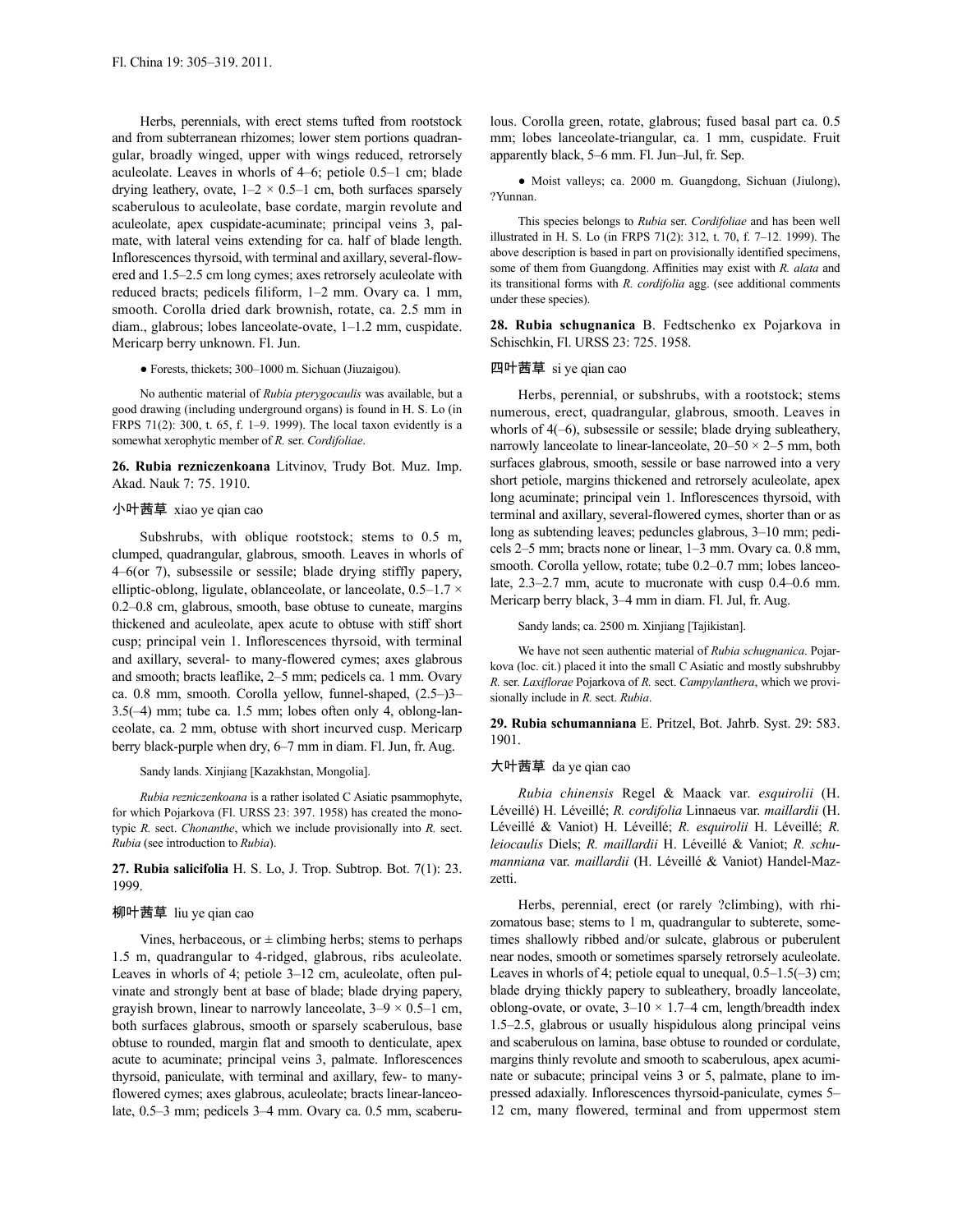Herbs, perennials, with erect stems tufted from rootstock and from subterranean rhizomes; lower stem portions quadrangular, broadly winged, upper with wings reduced, retrorsely aculeolate. Leaves in whorls of 4–6; petiole 0.5–1 cm; blade drying leathery, ovate, 1–2 × 0.5–1 cm, both surfaces sparsely scaberulous to aculeolate, base cordate, margin revolute and aculeolate, apex cuspidate-acuminate; principal veins 3, palmate, with lateral veins extending for ca. half of blade length. Inflorescences thyrsoid, with terminal and axillary, several-flowered and 1.5–2.5 cm long cymes; axes retrorsely aculeolate with reduced bracts; pedicels filiform, 1–2 mm. Ovary ca. 1 mm, smooth. Corolla dried dark brownish, rotate, ca. 2.5 mm in diam., glabrous; lobes lanceolate-ovate, 1–1.2 mm, cuspidate. Mericarp berry unknown. Fl. Jun.

● Forests, thickets; 300–1000 m. Sichuan (Jiuzaigou).

No authentic material of *Rubia pterygocaulis* was available, but a good drawing (including underground organs) is found in H. S. Lo (in FRPS 71(2): 300, t. 65, f. 1–9. 1999). The local taxon evidently is a somewhat xerophytic member of *R.* ser. *Cordifoliae*.

**26. Rubia rezniczenkoana** Litvinov, Trudy Bot. Muz. Imp. Akad. Nauk 7: 75. 1910.

小叶茜草 xiao ye qian cao

Subshrubs, with oblique rootstock; stems to 0.5 m, clumped, quadrangular, glabrous, smooth. Leaves in whorls of 4–6(or 7), subsessile or sessile; blade drying stiffly papery, elliptic-oblong, ligulate, oblanceolate, or lanceolate, 0.5–1.7 × 0.2–0.8 cm, glabrous, smooth, base obtuse to cuneate, margins thickened and aculeolate, apex acute to obtuse with stiff short cusp; principal vein 1. Inflorescences thyrsoid, with terminal and axillary, several- to many-flowered cymes; axes glabrous and smooth; bracts leaflike, 2–5 mm; pedicels ca. 1 mm. Ovary ca. 0.8 mm, smooth. Corolla yellow, funnel-shaped, (2.5–)3–3.5(–4) mm; tube ca. 1.5 mm; lobes often only 4, oblong-lanceolate, ca. 2 mm, obtuse with short incurved cusp. Mericarp berry black-purple when dry, 6–7 mm in diam. Fl. Jun, fr. Aug.

Sandy lands. Xinjiang [Kazakhstan, Mongolia].

*Rubia rezniczenkoana* is a rather isolated C Asiatic psammophyte, for which Pojarkova (Fl. URSS 23: 397. 1958) has created the monotypic *R.* sect. *Chonanthe*, which we include provisionally into *R.* sect. *Rubia* (see introduction to *Rubia*).

**27. Rubia salicifolia** H. S. Lo, J. Trop. Subtrop. Bot. 7(1): 23. 1999.

柳叶茜草 liu ye qian cao

Vines, herbaceous, or ± climbing herbs; stems to perhaps 1.5 m, quadrangular to 4-ridged, glabrous, ribs aculeolate. Leaves in whorls of 4; petiole 3–12 cm, aculeolate, often pulvinate and strongly bent at base of blade; blade drying papery, grayish brown, linear to narrowly lanceolate, 3–9 × 0.5–1 cm, both surfaces glabrous, smooth or sparsely scaberulous, base obtuse to rounded, margin flat and smooth to denticulate, apex acute to acuminate; principal veins 3, palmate. Inflorescences thyrsoid, paniculate, with terminal and axillary, few- to many-flowered cymes; axes glabrous, aculeolate; bracts linear-lanceolate, 0.5–3 mm; pedicels 3–4 mm. Ovary ca. 0.5 mm, scaberulous. Corolla green, rotate, glabrous; fused basal part ca. 0.5 mm; lobes lanceolate-triangular, ca. 1 mm, cuspidate. Fruit apparently black, 5–6 mm. Fl. Jun–Jul, fr. Sep.

● Moist valleys; ca. 2000 m. Guangdong, Sichuan (Jiulong), ?Yunnan.

This species belongs to *Rubia* ser. *Cordifoliae* and has been well illustrated in H. S. Lo (in FRPS 71(2): 312, t. 70, f. 7–12. 1999). The above description is based in part on provisionally identified specimens, some of them from Guangdong. Affinities may exist with *R. alata* and its transitional forms with *R. cordifolia* agg. (see additional comments under these species).

**28. Rubia schugnanica** B. Fedtschenko ex Pojarkova in Schischkin, Fl. URSS 23: 725. 1958.

四叶茜草 si ye qian cao

Herbs, perennial, or subshrubs, with a rootstock; stems numerous, erect, quadrangular, glabrous, smooth. Leaves in whorls of 4(–6), subsessile or sessile; blade drying subleathery, narrowly lanceolate to linear-lanceolate, 20–50 × 2–5 mm, both surfaces glabrous, smooth, sessile or base narrowed into a very short petiole, margins thickened and retrorsely aculeolate, apex long acuminate; principal vein 1. Inflorescences thyrsoid, with terminal and axillary, several-flowered cymes, shorter than or as long as subtending leaves; peduncles glabrous, 3–10 mm; pedicels 2–5 mm; bracts none or linear, 1–3 mm. Ovary ca. 0.8 mm, smooth. Corolla yellow, rotate; tube 0.2–0.7 mm; lobes lanceolate, 2.3–2.7 mm, acute to mucronate with cusp 0.4–0.6 mm. Mericarp berry black, 3–4 mm in diam. Fl. Jul, fr. Aug.

Sandy lands; ca. 2500 m. Xinjiang [Tajikistan].

We have not seen authentic material of *Rubia schugnanica*. Pojarkova (loc. cit.) placed it into the small C Asiatic and mostly subshrubby *R.* ser. *Laxiflorae* Pojarkova of *R.* sect. *Campylanthera*, which we provisionally include in *R.* sect. *Rubia*.

**29. Rubia schumanniana** E. Pritzel, Bot. Jahrb. Syst. 29: 583. 1901.

大叶茜草 da ye qian cao

*Rubia chinensis* Regel & Maack var. *esquirolii* (H. Léveillé) H. Léveillé; *R. cordifolia* Linnaeus var. *maillardii* (H. Léveillé & Vaniot) H. Léveillé; *R. esquirolii* H. Léveillé; *R. leiocaulis* Diels; *R. maillardii* H. Léveillé & Vaniot; *R. schumanniana* var. *maillardii* (H. Léveillé & Vaniot) Handel-Mazzetti.

Herbs, perennial, erect (or rarely ?climbing), with rhizomatous base; stems to 1 m, quadrangular to subterete, sometimes shallowly ribbed and/or sulcate, glabrous or puberulent near nodes, smooth or sometimes sparsely retrorsely aculeolate. Leaves in whorls of 4; petiole equal to unequal, 0.5–1.5(–3) cm; blade drying thickly papery to subleathery, broadly lanceolate, oblong-ovate, or ovate, 3–10 × 1.7–4 cm, length/breadth index 1.5–2.5, glabrous or usually hispidulous along principal veins and scaberulous on lamina, base obtuse to rounded or cordulate, margins thinly revolute and smooth to scaberulous, apex acuminate or subacute; principal veins 3 or 5, palmate, plane to impressed adaxially. Inflorescences thyrsoid-paniculate, cymes 5–12 cm, many flowered, terminal and from uppermost stem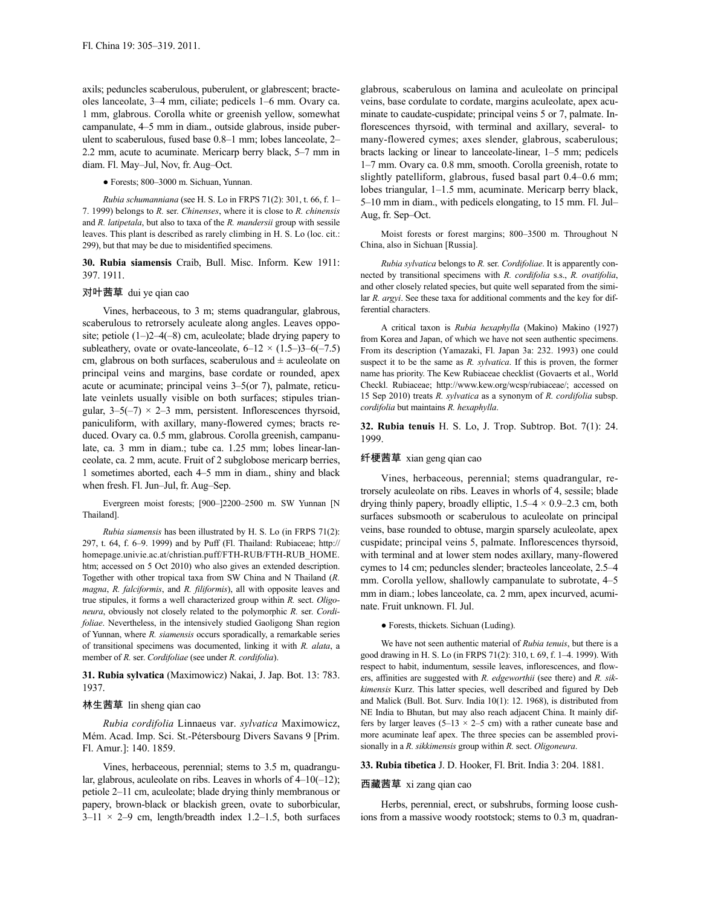axils; peduncles scaberulous, puberulent, or glabrescent; bracteoles lanceolate, 3–4 mm, ciliate; pedicels 1–6 mm. Ovary ca. 1 mm, glabrous. Corolla white or greenish yellow, somewhat campanulate, 4–5 mm in diam., outside glabrous, inside puberulent to scaberulous, fused base 0.8–1 mm; lobes lanceolate, 2–2.2 mm, acute to acuminate. Mericarp berry black, 5–7 mm in diam. Fl. May–Jul, Nov, fr. Aug–Oct.

● Forests; 800–3000 m. Sichuan, Yunnan.

*Rubia schumanniana* (see H. S. Lo in FRPS 71(2): 301, t. 66, f. 1–7. 1999) belongs to *R.* ser. *Chinenses*, where it is close to *R. chinensis* and *R. latipetala*, but also to taxa of the *R. mandersii* group with sessile leaves. This plant is described as rarely climbing in H. S. Lo (loc. cit.: 299), but that may be due to misidentified specimens.

**30. Rubia siamensis** Craib, Bull. Misc. Inform. Kew 1911: 397. 1911.

对叶茜草 dui ye qian cao

Vines, herbaceous, to 3 m; stems quadrangular, glabrous, scaberulous to retrorsely aculeate along angles. Leaves opposite; petiole (1–)2–4(–8) cm, aculeolate; blade drying papery to subleathery, ovate or ovate-lanceolate, 6–12 × (1.5–)3–6(–7.5) cm, glabrous on both surfaces, scaberulous and ± aculeolate on principal veins and margins, base cordate or rounded, apex acute or acuminate; principal veins 3–5(or 7), palmate, reticulate veinlets usually visible on both surfaces; stipules triangular, 3–5(–7) × 2–3 mm, persistent. Inflorescences thyrsoid, paniculiform, with axillary, many-flowered cymes; bracts reduced. Ovary ca. 0.5 mm, glabrous. Corolla greenish, campanulate, ca. 3 mm in diam.; tube ca. 1.25 mm; lobes linear-lanceolate, ca. 2 mm, acute. Fruit of 2 subglobose mericarp berries, 1 sometimes aborted, each 4–5 mm in diam., shiny and black when fresh. Fl. Jun–Jul, fr. Aug–Sep.

Evergreen moist forests; [900–]2200–2500 m. SW Yunnan [N Thailand].

*Rubia siamensis* has been illustrated by H. S. Lo (in FRPS 71(2): 297, t. 64, f. 6–9. 1999) and by Puff (Fl. Thailand: Rubiaceae; http://homepage.univie.ac.at/christian.puff/FTH-RUB/FTH-RUB_HOME.htm; accessed on 5 Oct 2010) who also gives an extended description. Together with other tropical taxa from SW China and N Thailand (*R. magna*, *R. falciformis*, and *R. filiformis*), all with opposite leaves and true stipules, it forms a well characterized group within *R.* sect. *Oligoneura*, obviously not closely related to the polymorphic *R.* ser. *Cordifoliae*. Nevertheless, in the intensively studied Gaoligong Shan region of Yunnan, where *R. siamensis* occurs sporadically, a remarkable series of transitional specimens was documented, linking it with *R. alata*, a member of *R.* ser. *Cordifoliae* (see under *R. cordifolia*).

**31. Rubia sylvatica** (Maximowicz) Nakai, J. Jap. Bot. 13: 783. 1937.

林生茜草 lin sheng qian cao

*Rubia cordifolia* Linnaeus var. *sylvatica* Maximowicz, Mém. Acad. Imp. Sci. St.-Pétersbourg Divers Savans 9 [Prim. Fl. Amur.]: 140. 1859.

Vines, herbaceous, perennial; stems to 3.5 m, quadrangular, glabrous, aculeolate on ribs. Leaves in whorls of 4–10(–12); petiole 2–11 cm, aculeolate; blade drying thinly membranous or papery, brown-black or blackish green, ovate to suborbicular, 3–11 × 2–9 cm, length/breadth index 1.2–1.5, both surfaces glabrous, scaberulous on lamina and aculeolate on principal veins, base cordulate to cordate, margins aculeolate, apex acuminate to caudate-cuspidate; principal veins 5 or 7, palmate. Inflorescences thyrsoid, with terminal and axillary, several- to many-flowered cymes; axes slender, glabrous, scaberulous; bracts lacking or linear to lanceolate-linear, 1–5 mm; pedicels 1–7 mm. Ovary ca. 0.8 mm, smooth. Corolla greenish, rotate to slightly patelliform, glabrous, fused basal part 0.4–0.6 mm; lobes triangular, 1–1.5 mm, acuminate. Mericarp berry black, 5–10 mm in diam., with pedicels elongating, to 15 mm. Fl. Jul–Aug, fr. Sep–Oct.

Moist forests or forest margins; 800–3500 m. Throughout N China, also in Sichuan [Russia].

*Rubia sylvatica* belongs to *R.* ser. *Cordifoliae*. It is apparently connected by transitional specimens with *R. cordifolia* s.s., *R. ovatifolia*, and other closely related species, but quite well separated from the similar *R. argyi*. See these taxa for additional comments and the key for differential characters.

A critical taxon is *Rubia hexaphylla* (Makino) Makino (1927) from Korea and Japan, of which we have not seen authentic specimens. From its description (Yamazaki, Fl. Japan 3a: 232. 1993) one could suspect it to be the same as *R. sylvatica*. If this is proven, the former name has priority. The Kew Rubiaceae checklist (Govaerts et al., World Checkl. Rubiaceae; http://www.kew.org/wcsp/rubiaceae/; accessed on 15 Sep 2010) treats *R. sylvatica* as a synonym of *R. cordifolia* subsp. *cordifolia* but maintains *R. hexaphylla*.

**32. Rubia tenuis** H. S. Lo, J. Trop. Subtrop. Bot. 7(1): 24. 1999.

纤梗茜草 xian geng qian cao

Vines, herbaceous, perennial; stems quadrangular, retrorsely aculeolate on ribs. Leaves in whorls of 4, sessile; blade drying thinly papery, broadly elliptic, 1.5–4 × 0.9–2.3 cm, both surfaces subsmooth or scaberulous to aculeolate on principal veins, base rounded to obtuse, margin sparsely aculeolate, apex cuspidate; principal veins 5, palmate. Inflorescences thyrsoid, with terminal and at lower stem nodes axillary, many-flowered cymes to 14 cm; peduncles slender; bracteoles lanceolate, 2.5–4 mm. Corolla yellow, shallowly campanulate to subrotate, 4–5 mm in diam.; lobes lanceolate, ca. 2 mm, apex incurved, acuminate. Fruit unknown. Fl. Jul.

● Forests, thickets. Sichuan (Luding).

We have not seen authentic material of *Rubia tenuis*, but there is a good drawing in H. S. Lo (in FRPS 71(2): 310, t. 69, f. 1–4. 1999). With respect to habit, indumentum, sessile leaves, inflorescences, and flowers, affinities are suggested with *R. edgeworthii* (see there) and *R. sikkimensis* Kurz. This latter species, well described and figured by Deb and Malick (Bull. Bot. Surv. India 10(1): 12. 1968), is distributed from NE India to Bhutan, but may also reach adjacent China. It mainly differs by larger leaves (5–13 × 2–5 cm) with a rather cuneate base and more acuminate leaf apex. The three species can be assembled provisionally in a *R. sikkimensis* group within *R.* sect. *Oligoneura*.

**33. Rubia tibetica** J. D. Hooker, Fl. Brit. India 3: 204. 1881.

西藏茜草 xi zang qian cao

Herbs, perennial, erect, or subshrubs, forming loose cushions from a massive woody rootstock; stems to 0.3 m, quadran-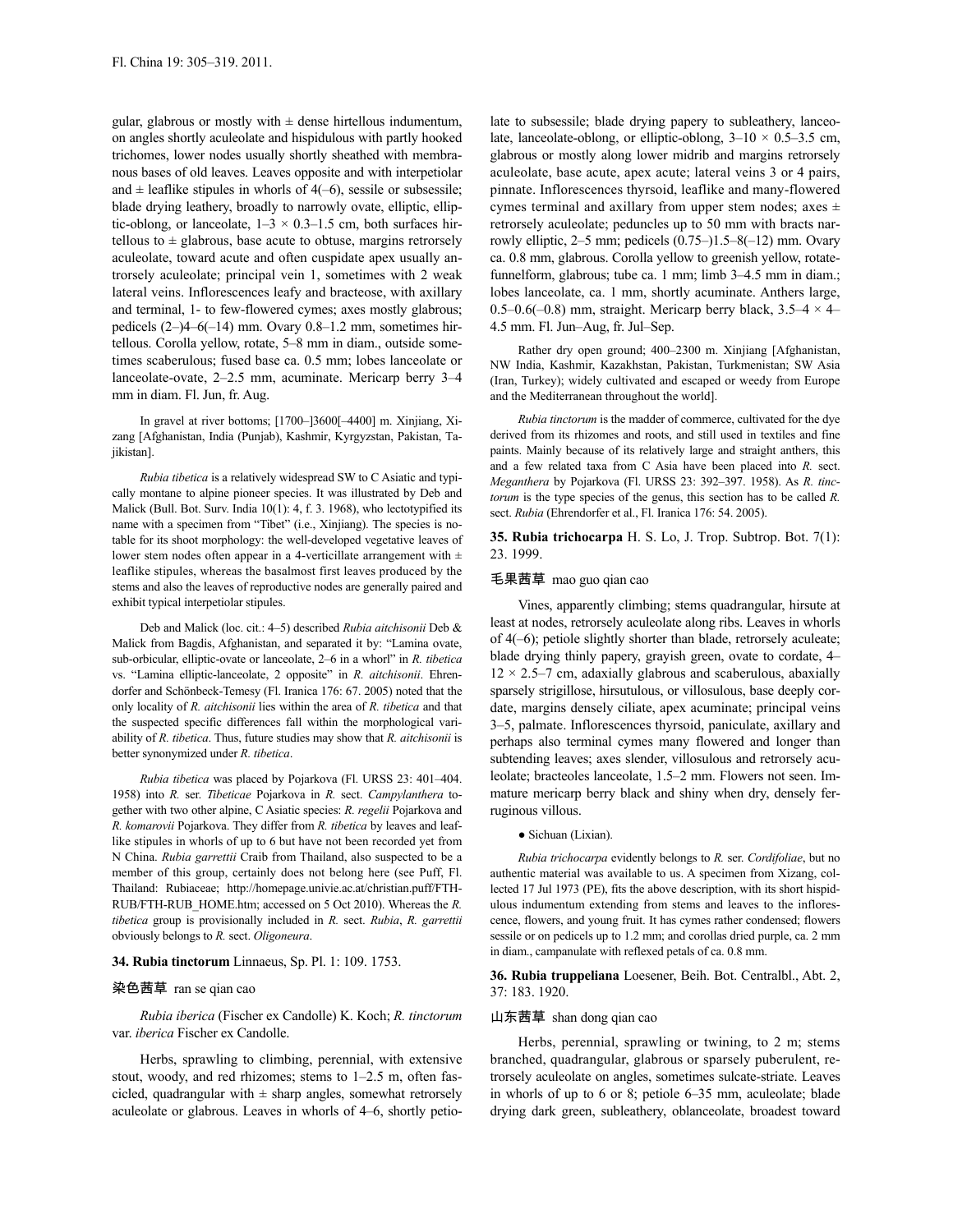gular, glabrous or mostly with ± dense hirtellous indumentum, on angles shortly aculeolate and hispidulous with partly hooked trichomes, lower nodes usually shortly sheathed with membranous bases of old leaves. Leaves opposite and with interpetiolar and ± leaflike stipules in whorls of 4(–6), sessile or subsessile; blade drying leathery, broadly to narrowly ovate, elliptic, elliptic-oblong, or lanceolate, 1–3 × 0.3–1.5 cm, both surfaces hirtellous to ± glabrous, base acute to obtuse, margins retrorsely aculeolate, toward acute and often cuspidate apex usually antrorsely aculeolate; principal vein 1, sometimes with 2 weak lateral veins. Inflorescences leafy and bracteose, with axillary and terminal, 1- to few-flowered cymes; axes mostly glabrous; pedicels (2–)4–6(–14) mm. Ovary 0.8–1.2 mm, sometimes hirtellous. Corolla yellow, rotate, 5–8 mm in diam., outside sometimes scaberulous; fused base ca. 0.5 mm; lobes lanceolate or lanceolate-ovate, 2–2.5 mm, acuminate. Mericarp berry 3–4 mm in diam. Fl. Jun, fr. Aug.

In gravel at river bottoms; [1700–]3600[–4400] m. Xinjiang, Xizang [Afghanistan, India (Punjab), Kashmir, Kyrgyzstan, Pakistan, Tajikistan].

*Rubia tibetica* is a relatively widespread SW to C Asiatic and typically montane to alpine pioneer species. It was illustrated by Deb and Malick (Bull. Bot. Surv. India 10(1): 4, f. 3. 1968), who lectotypified its name with a specimen from "Tibet" (i.e., Xinjiang). The species is notable for its shoot morphology: the well-developed vegetative leaves of lower stem nodes often appear in a 4-verticillate arrangement with ± leaflike stipules, whereas the basalmost first leaves produced by the stems and also the leaves of reproductive nodes are generally paired and exhibit typical interpetiolar stipules.

Deb and Malick (loc. cit.: 4–5) described *Rubia aitchisonii* Deb & Malick from Bagdis, Afghanistan, and separated it by: "Lamina ovate, sub-orbicular, elliptic-ovate or lanceolate, 2–6 in a whorl" in *R. tibetica* vs. "Lamina elliptic-lanceolate, 2 opposite" in *R. aitchisonii*. Ehrendorfer and Schönbeck-Temesy (Fl. Iranica 176: 67. 2005) noted that the only locality of *R. aitchisonii* lies within the area of *R. tibetica* and that the suspected specific differences fall within the morphological variability of *R. tibetica*. Thus, future studies may show that *R. aitchisonii* is better synonymized under *R. tibetica*.

*Rubia tibetica* was placed by Pojarkova (Fl. URSS 23: 401–404. 1958) into *R.* ser. *Tibeticae* Pojarkova in *R.* sect. *Campylanthera* together with two other alpine, C Asiatic species: *R. regelii* Pojarkova and *R. komarovii* Pojarkova. They differ from *R. tibetica* by leaves and leaflike stipules in whorls of up to 6 but have not been recorded yet from N China. *Rubia garrettii* Craib from Thailand, also suspected to be a member of this group, certainly does not belong here (see Puff, Fl. Thailand: Rubiaceae; http://homepage.univie.ac.at/christian.puff/FTH-RUB/FTH-RUB_HOME.htm; accessed on 5 Oct 2010). Whereas the *R. tibetica* group is provisionally included in *R.* sect. *Rubia*, *R. garrettii* obviously belongs to *R.* sect. *Oligoneura*.

**34. Rubia tinctorum** Linnaeus, Sp. Pl. 1: 109. 1753.

染色茜草 ran se qian cao

*Rubia iberica* (Fischer ex Candolle) K. Koch; *R. tinctorum* var. *iberica* Fischer ex Candolle.

Herbs, sprawling to climbing, perennial, with extensive stout, woody, and red rhizomes; stems to 1–2.5 m, often fascicled, quadrangular with ± sharp angles, somewhat retrorsely aculeolate or glabrous. Leaves in whorls of 4–6, shortly petiolate to subsessile; blade drying papery to subleathery, lanceolate, lanceolate-oblong, or elliptic-oblong, 3–10 × 0.5–3.5 cm, glabrous or mostly along lower midrib and margins retrorsely aculeolate, base acute, apex acute; lateral veins 3 or 4 pairs, pinnate. Inflorescences thyrsoid, leaflike and many-flowered cymes terminal and axillary from upper stem nodes; axes ± retrorsely aculeolate; peduncles up to 50 mm with bracts narrowly elliptic, 2–5 mm; pedicels (0.75–)1.5–8(–12) mm. Ovary ca. 0.8 mm, glabrous. Corolla yellow to greenish yellow, rotate-funnelform, glabrous; tube ca. 1 mm; limb 3–4.5 mm in diam.; lobes lanceolate, ca. 1 mm, shortly acuminate. Anthers large, 0.5–0.6(–0.8) mm, straight. Mericarp berry black, 3.5–4 × 4–4.5 mm. Fl. Jun–Aug, fr. Jul–Sep.

Rather dry open ground; 400–2300 m. Xinjiang [Afghanistan, NW India, Kashmir, Kazakhstan, Pakistan, Turkmenistan; SW Asia (Iran, Turkey); widely cultivated and escaped or weedy from Europe and the Mediterranean throughout the world].

*Rubia tinctorum* is the madder of commerce, cultivated for the dye derived from its rhizomes and roots, and still used in textiles and fine paints. Mainly because of its relatively large and straight anthers, this and a few related taxa from C Asia have been placed into *R.* sect. *Meganthera* by Pojarkova (Fl. URSS 23: 392–397. 1958). As *R. tinctorum* is the type species of the genus, this section has to be called *R.* sect. *Rubia* (Ehrendorfer et al., Fl. Iranica 176: 54. 2005).

**35. Rubia trichocarpa** H. S. Lo, J. Trop. Subtrop. Bot. 7(1): 23. 1999.

毛果茜草 mao guo qian cao

Vines, apparently climbing; stems quadrangular, hirsute at least at nodes, retrorsely aculeolate along ribs. Leaves in whorls of 4(–6); petiole slightly shorter than blade, retrorsely aculeate; blade drying thinly papery, grayish green, ovate to cordate, 4–12 × 2.5–7 cm, adaxially glabrous and scaberulous, abaxially sparsely strigillose, hirsutulous, or villosulous, base deeply cordate, margins densely ciliate, apex acuminate; principal veins 3–5, palmate. Inflorescences thyrsoid, paniculate, axillary and perhaps also terminal cymes many flowered and longer than subtending leaves; axes slender, villosulous and retrorsely aculeolate; bracteoles lanceolate, 1.5–2 mm. Flowers not seen. Immature mericarp berry black and shiny when dry, densely ferruginous villous.

● Sichuan (Lixian).

*Rubia trichocarpa* evidently belongs to *R.* ser. *Cordifoliae*, but no authentic material was available to us. A specimen from Xizang, collected 17 Jul 1973 (PE), fits the above description, with its short hispidulous indumentum extending from stems and leaves to the inflorescence, flowers, and young fruit. It has cymes rather condensed; flowers sessile or on pedicels up to 1.2 mm; and corollas dried purple, ca. 2 mm in diam., campanulate with reflexed petals of ca. 0.8 mm.

**36. Rubia truppeliana** Loesener, Beih. Bot. Centralbl., Abt. 2, 37: 183. 1920.

山东茜草 shan dong qian cao

Herbs, perennial, sprawling or twining, to 2 m; stems branched, quadrangular, glabrous or sparsely puberulent, retrorsely aculeolate on angles, sometimes sulcate-striate. Leaves in whorls of up to 6 or 8; petiole 6–35 mm, aculeolate; blade drying dark green, subleathery, oblanceolate, broadest toward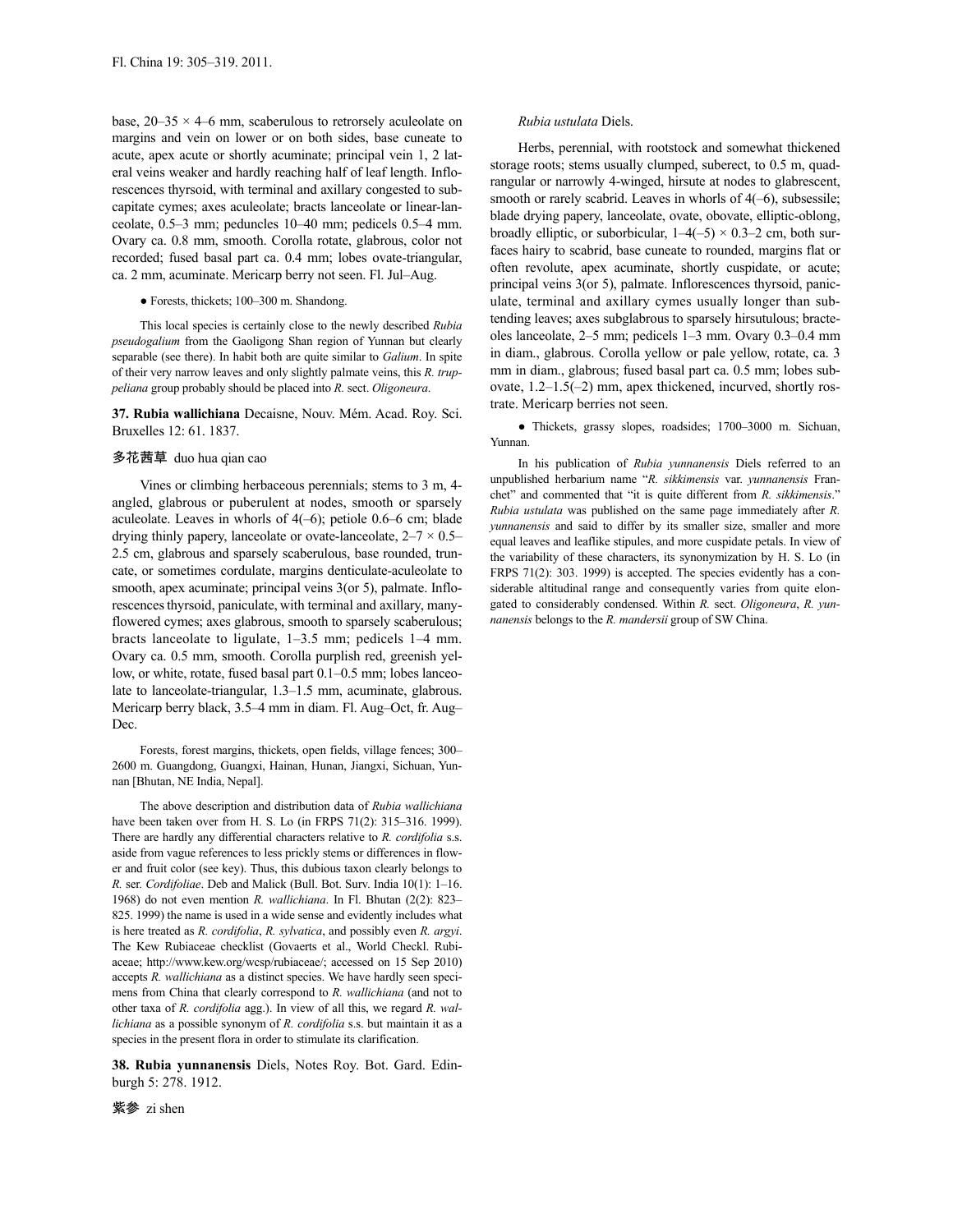base, 20–35 × 4–6 mm, scaberulous to retrorsely aculeolate on margins and vein on lower or on both sides, base cuneate to acute, apex acute or shortly acuminate; principal vein 1, 2 lateral veins weaker and hardly reaching half of leaf length. Inflorescences thyrsoid, with terminal and axillary congested to subcapitate cymes; axes aculeolate; bracts lanceolate or linear-lanceolate, 0.5–3 mm; peduncles 10–40 mm; pedicels 0.5–4 mm. Ovary ca. 0.8 mm, smooth. Corolla rotate, glabrous, color not recorded; fused basal part ca. 0.4 mm; lobes ovate-triangular, ca. 2 mm, acuminate. Mericarp berry not seen. Fl. Jul–Aug.

● Forests, thickets; 100–300 m. Shandong.

This local species is certainly close to the newly described *Rubia pseudogalium* from the Gaoligong Shan region of Yunnan but clearly separable (see there). In habit both are quite similar to *Galium*. In spite of their very narrow leaves and only slightly palmate veins, this *R. truppeliana* group probably should be placed into *R.* sect. *Oligoneura*.

**37. Rubia wallichiana** Decaisne, Nouv. Mém. Acad. Roy. Sci. Bruxelles 12: 61. 1837.

多花茜草 duo hua qian cao

Vines or climbing herbaceous perennials; stems to 3 m, 4-angled, glabrous or puberulent at nodes, smooth or sparsely aculeolate. Leaves in whorls of 4(–6); petiole 0.6–6 cm; blade drying thinly papery, lanceolate or ovate-lanceolate, 2–7 × 0.5–2.5 cm, glabrous and sparsely scaberulous, base rounded, truncate, or sometimes cordulate, margins denticulate-aculeolate to smooth, apex acuminate; principal veins 3(or 5), palmate. Inflorescences thyrsoid, paniculate, with terminal and axillary, many-flowered cymes; axes glabrous, smooth to sparsely scaberulous; bracts lanceolate to ligulate, 1–3.5 mm; pedicels 1–4 mm. Ovary ca. 0.5 mm, smooth. Corolla purplish red, greenish yellow, or white, rotate, fused basal part 0.1–0.5 mm; lobes lanceolate to lanceolate-triangular, 1.3–1.5 mm, acuminate, glabrous. Mericarp berry black, 3.5–4 mm in diam. Fl. Aug–Oct, fr. Aug–Dec.

Forests, forest margins, thickets, open fields, village fences; 300–2600 m. Guangdong, Guangxi, Hainan, Hunan, Jiangxi, Sichuan, Yunnan [Bhutan, NE India, Nepal].

The above description and distribution data of *Rubia wallichiana* have been taken over from H. S. Lo (in FRPS 71(2): 315–316. 1999). There are hardly any differential characters relative to *R. cordifolia* s.s. aside from vague references to less prickly stems or differences in flower and fruit color (see key). Thus, this dubious taxon clearly belongs to *R.* ser. *Cordifoliae*. Deb and Malick (Bull. Bot. Surv. India 10(1): 1–16. 1968) do not even mention *R. wallichiana*. In Fl. Bhutan (2(2): 823–825. 1999) the name is used in a wide sense and evidently includes what is here treated as *R. cordifolia*, *R. sylvatica*, and possibly even *R. argyi*. The Kew Rubiaceae checklist (Govaerts et al., World Checkl. Rubiaceae; http://www.kew.org/wcsp/rubiaceae/; accessed on 15 Sep 2010) accepts *R. wallichiana* as a distinct species. We have hardly seen specimens from China that clearly correspond to *R. wallichiana* (and not to other taxa of *R. cordifolia* agg.). In view of all this, we regard *R. wallichiana* as a possible synonym of *R. cordifolia* s.s. but maintain it as a species in the present flora in order to stimulate its clarification.

**38. Rubia yunnanensis** Diels, Notes Roy. Bot. Gard. Edinburgh 5: 278. 1912.

紫参 zi shen

*Rubia ustulata* Diels.

Herbs, perennial, with rootstock and somewhat thickened storage roots; stems usually clumped, suberect, to 0.5 m, quadrangular or narrowly 4-winged, hirsute at nodes to glabrescent, smooth or rarely scabrid. Leaves in whorls of 4(–6), subsessile; blade drying papery, lanceolate, ovate, obovate, elliptic-oblong, broadly elliptic, or suborbicular, 1–4(–5) × 0.3–2 cm, both surfaces hairy to scabrid, base cuneate to rounded, margins flat or often revolute, apex acuminate, shortly cuspidate, or acute; principal veins 3(or 5), palmate. Inflorescences thyrsoid, paniculate, terminal and axillary cymes usually longer than subtending leaves; axes subglabrous to sparsely hirsutulous; bracteoles lanceolate, 2–5 mm; pedicels 1–3 mm. Ovary 0.3–0.4 mm in diam., glabrous. Corolla yellow or pale yellow, rotate, ca. 3 mm in diam., glabrous; fused basal part ca. 0.5 mm; lobes subovate, 1.2–1.5(–2) mm, apex thickened, incurved, shortly rostrate. Mericarp berries not seen.

● Thickets, grassy slopes, roadsides; 1700–3000 m. Sichuan, Yunnan.

In his publication of *Rubia yunnanensis* Diels referred to an unpublished herbarium name "*R. sikkimensis* var. *yunnanensis* Franchet" and commented that "it is quite different from *R. sikkimensis*." *Rubia ustulata* was published on the same page immediately after *R. yunnanensis* and said to differ by its smaller size, smaller and more equal leaves and leaflike stipules, and more cuspidate petals. In view of the variability of these characters, its synonymization by H. S. Lo (in FRPS 71(2): 303. 1999) is accepted. The species evidently has a considerable altitudinal range and consequently varies from quite elongated to considerably condensed. Within *R.* sect. *Oligoneura*, *R. yunnanensis* belongs to the *R. mandersii* group of SW China.